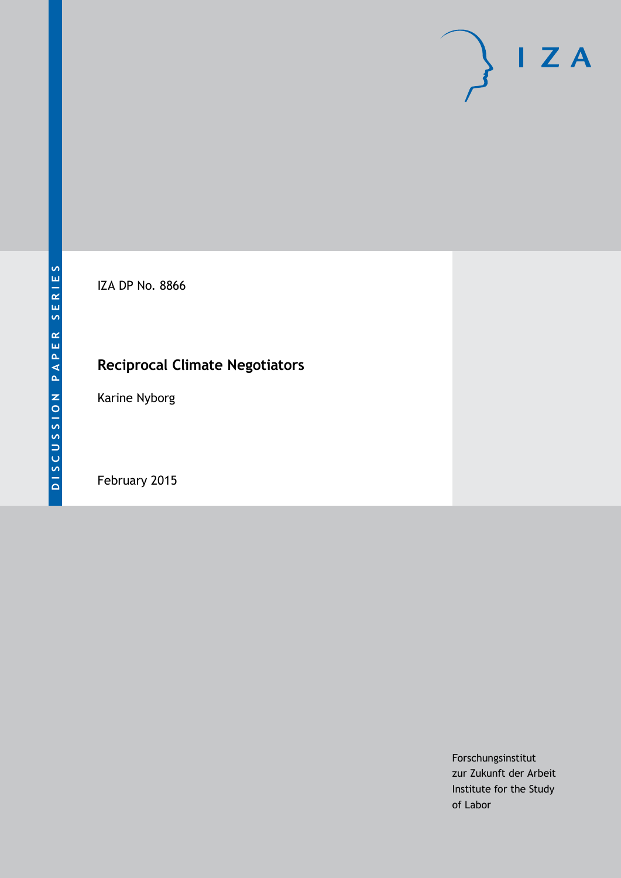DISCUSSION PAPER SERIES

IZA

IZA DP No. 8866

# Reciprocal Climate Negotiators

Karine Nyborg

February 2015

Forschungsinstitut
zur Zukunft der Arbeit
Institute for the Study
of Labor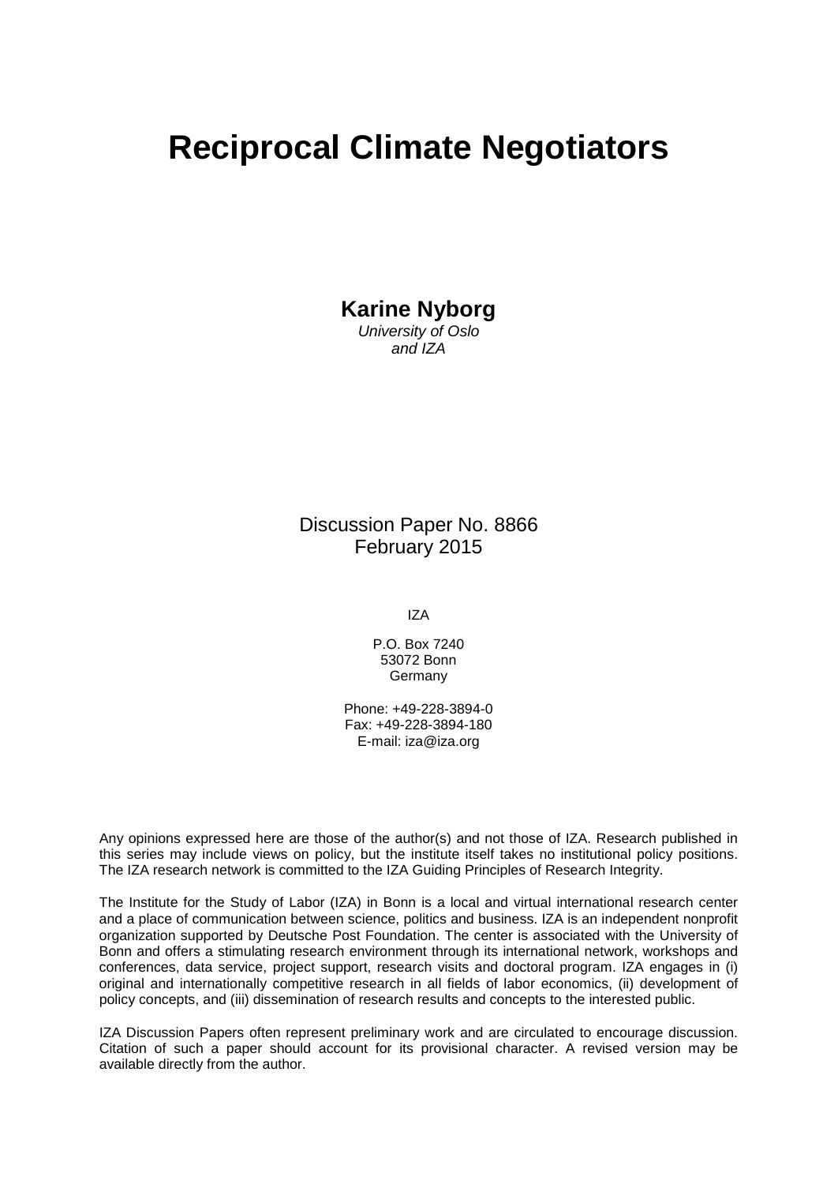# Reciprocal Climate Negotiators

**Karine Nyborg**  
*University of Oslo*  
*and IZA*

Discussion Paper No. 8866  
February 2015

IZA

P.O. Box 7240  
53072 Bonn  
Germany

Phone: +49-228-3894-0  
Fax: +49-228-3894-180  
E-mail: iza@iza.org

Any opinions expressed here are those of the author(s) and not those of IZA. Research published in this series may include views on policy, but the institute itself takes no institutional policy positions. The IZA research network is committed to the IZA Guiding Principles of Research Integrity.

The Institute for the Study of Labor (IZA) in Bonn is a local and virtual international research center and a place of communication between science, politics and business. IZA is an independent nonprofit organization supported by Deutsche Post Foundation. The center is associated with the University of Bonn and offers a stimulating research environment through its international network, workshops and conferences, data service, project support, research visits and doctoral program. IZA engages in (i) original and internationally competitive research in all fields of labor economics, (ii) development of policy concepts, and (iii) dissemination of research results and concepts to the interested public.

IZA Discussion Papers often represent preliminary work and are circulated to encourage discussion. Citation of such a paper should account for its provisional character. A revised version may be available directly from the author.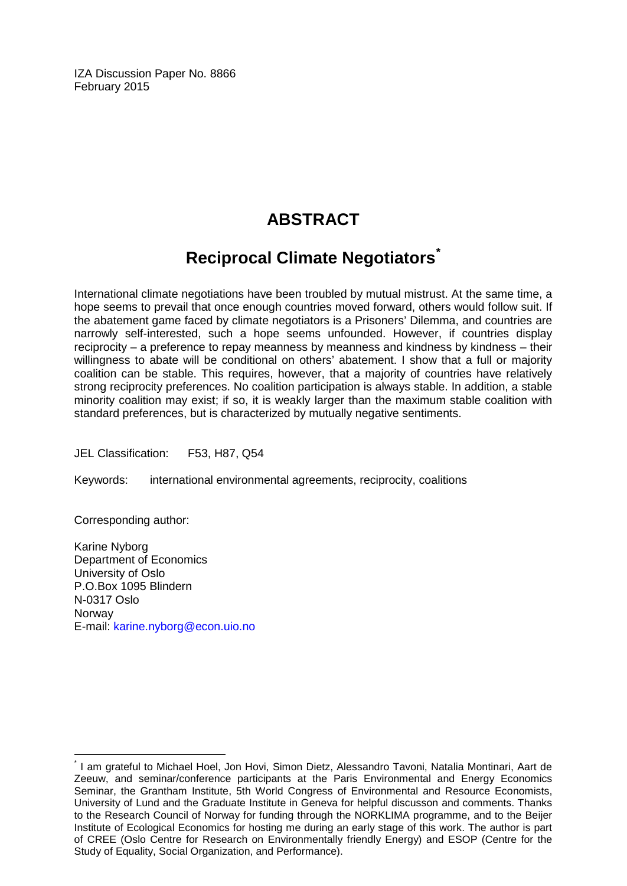IZA Discussion Paper No. 8866
February 2015

# ABSTRACT

## Reciprocal Climate Negotiators[*]

International climate negotiations have been troubled by mutual mistrust. At the same time, a hope seems to prevail that once enough countries moved forward, others would follow suit. If the abatement game faced by climate negotiators is a Prisoners' Dilemma, and countries are narrowly self-interested, such a hope seems unfounded. However, if countries display reciprocity – a preference to repay meanness by meanness and kindness by kindness – their willingness to abate will be conditional on others' abatement. I show that a full or majority coalition can be stable. This requires, however, that a majority of countries have relatively strong reciprocity preferences. No coalition participation is always stable. In addition, a stable minority coalition may exist; if so, it is weakly larger than the maximum stable coalition with standard preferences, but is characterized by mutually negative sentiments.

JEL Classification: F53, H87, Q54

Keywords: international environmental agreements, reciprocity, coalitions

Corresponding author:

Karine Nyborg
Department of Economics
University of Oslo
P.O.Box 1095 Blindern
N-0317 Oslo
Norway
E-mail: karine.nyborg@econ.uio.no

---

[*] I am grateful to Michael Hoel, Jon Hovi, Simon Dietz, Alessandro Tavoni, Natalia Montinari, Aart de Zeeuw, and seminar/conference participants at the Paris Environmental and Energy Economics Seminar, the Grantham Institute, 5th World Congress of Environmental and Resource Economists, University of Lund and the Graduate Institute in Geneva for helpful discusson and comments. Thanks to the Research Council of Norway for funding through the NORKLIMA programme, and to the Beijer Institute of Ecological Economics for hosting me during an early stage of this work. The author is part of CREE (Oslo Centre for Research on Environmentally friendly Energy) and ESOP (Centre for the Study of Equality, Social Organization, and Performance).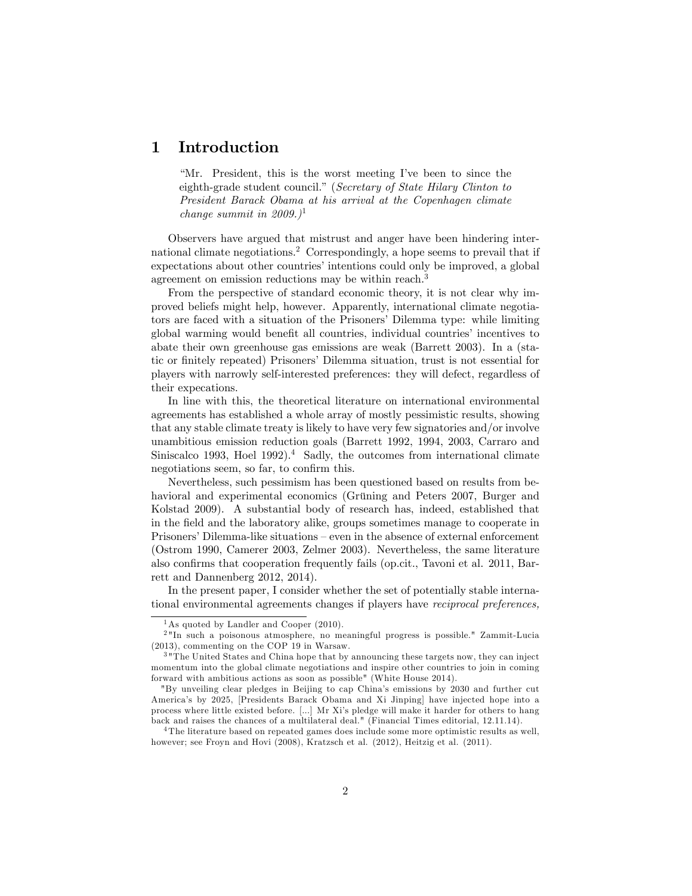# 1 Introduction

> "Mr. President, this is the worst meeting I've been to since the eighth-grade student council." (*Secretary of State Hilary Clinton to President Barack Obama at his arrival at the Copenhagen climate change summit in 2009.*)[1]

Observers have argued that mistrust and anger have been hindering international climate negotiations.[2] Correspondingly, a hope seems to prevail that if expectations about other countries' intentions could only be improved, a global agreement on emission reductions may be within reach.[3]

From the perspective of standard economic theory, it is not clear why improved beliefs might help, however. Apparently, international climate negotiators are faced with a situation of the Prisoners' Dilemma type: while limiting global warming would benefit all countries, individual countries' incentives to abate their own greenhouse gas emissions are weak (Barrett 2003). In a (static or finitely repeated) Prisoners' Dilemma situation, trust is not essential for players with narrowly self-interested preferences: they will defect, regardless of their expecations.

In line with this, the theoretical literature on international environmental agreements has established a whole array of mostly pessimistic results, showing that any stable climate treaty is likely to have very few signatories and/or involve unambitious emission reduction goals (Barrett 1992, 1994, 2003, Carraro and Siniscalco 1993, Hoel 1992).[4] Sadly, the outcomes from international climate negotiations seem, so far, to confirm this.

Nevertheless, such pessimism has been questioned based on results from behavioral and experimental economics (Grüning and Peters 2007, Burger and Kolstad 2009). A substantial body of research has, indeed, established that in the field and the laboratory alike, groups sometimes manage to cooperate in Prisoners' Dilemma-like situations – even in the absence of external enforcement (Ostrom 1990, Camerer 2003, Zelmer 2003). Nevertheless, the same literature also confirms that cooperation frequently fails (op.cit., Tavoni et al. 2011, Barrett and Dannenberg 2012, 2014).

In the present paper, I consider whether the set of potentially stable international environmental agreements changes if players have *reciprocal preferences,*

---

[1] As quoted by Landler and Cooper (2010).

[2] "In such a poisonous atmosphere, no meaningful progress is possible." Zammit-Lucia (2013), commenting on the COP 19 in Warsaw.

[3] "The United States and China hope that by announcing these targets now, they can inject momentum into the global climate negotiations and inspire other countries to join in coming forward with ambitious actions as soon as possible" (White House 2014).

"By unveiling clear pledges in Beijing to cap China's emissions by 2030 and further cut America's by 2025, [Presidents Barack Obama and Xi Jinping] have injected hope into a process where little existed before. [...] Mr Xi's pledge will make it harder for others to hang back and raises the chances of a multilateral deal." (Financial Times editorial, 12.11.14).

[4] The literature based on repeated games does include some more optimistic results as well, however; see Froyn and Hovi (2008), Kratzsch et al. (2012), Heitzig et al. (2011).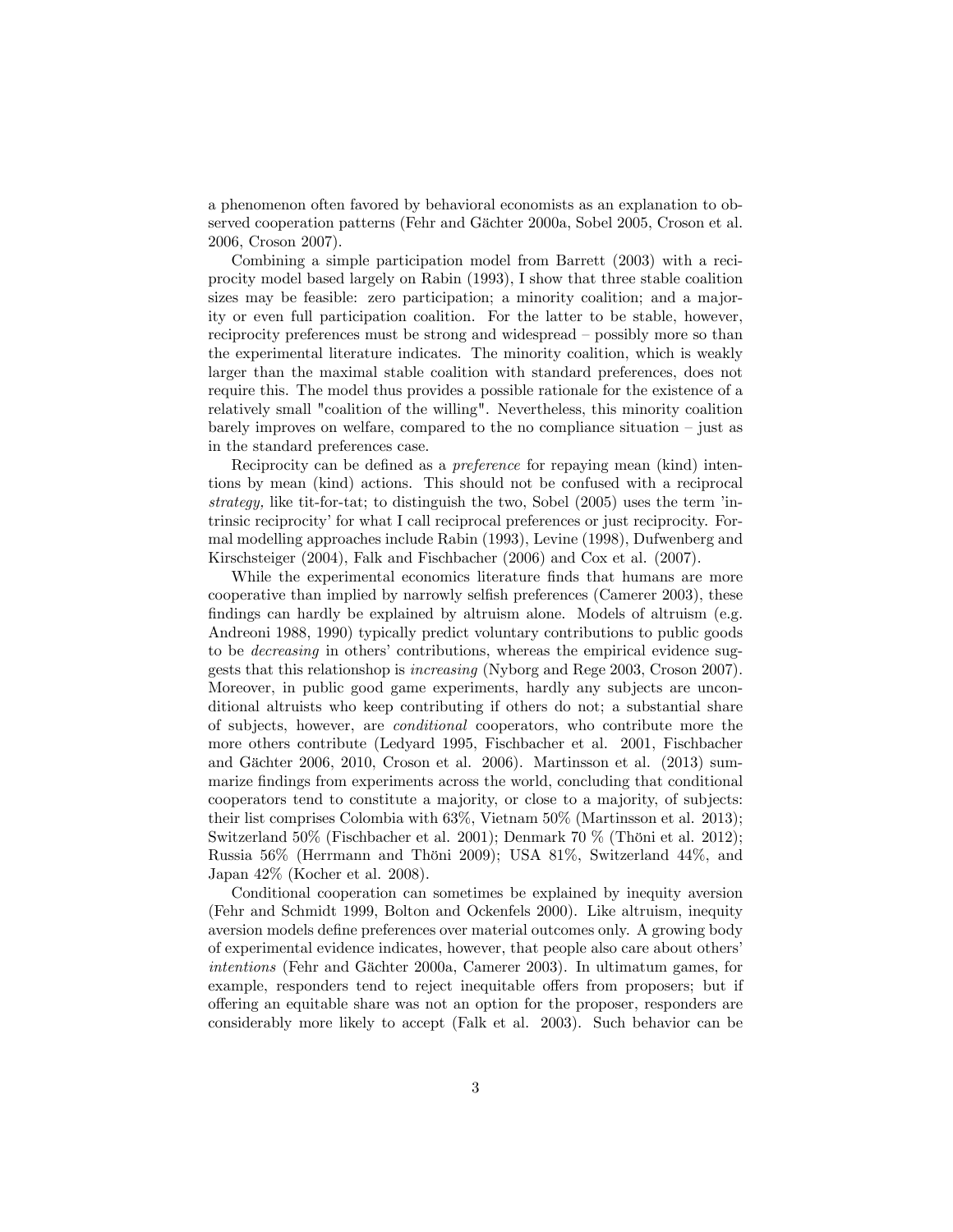a phenomenon often favored by behavioral economists as an explanation to observed cooperation patterns (Fehr and Gächter 2000a, Sobel 2005, Croson et al. 2006, Croson 2007).

Combining a simple participation model from Barrett (2003) with a reciprocity model based largely on Rabin (1993), I show that three stable coalition sizes may be feasible: zero participation; a minority coalition; and a majority or even full participation coalition. For the latter to be stable, however, reciprocity preferences must be strong and widespread – possibly more so than the experimental literature indicates. The minority coalition, which is weakly larger than the maximal stable coalition with standard preferences, does not require this. The model thus provides a possible rationale for the existence of a relatively small "coalition of the willing". Nevertheless, this minority coalition barely improves on welfare, compared to the no compliance situation – just as in the standard preferences case.

Reciprocity can be defined as a *preference* for repaying mean (kind) intentions by mean (kind) actions. This should not be confused with a reciprocal *strategy,* like tit-for-tat; to distinguish the two, Sobel (2005) uses the term 'intrinsic reciprocity' for what I call reciprocal preferences or just reciprocity. Formal modelling approaches include Rabin (1993), Levine (1998), Dufwenberg and Kirschsteiger (2004), Falk and Fischbacher (2006) and Cox et al. (2007).

While the experimental economics literature finds that humans are more cooperative than implied by narrowly selfish preferences (Camerer 2003), these findings can hardly be explained by altruism alone. Models of altruism (e.g. Andreoni 1988, 1990) typically predict voluntary contributions to public goods to be *decreasing* in others' contributions, whereas the empirical evidence suggests that this relationshop is *increasing* (Nyborg and Rege 2003, Croson 2007). Moreover, in public good game experiments, hardly any subjects are unconditional altruists who keep contributing if others do not; a substantial share of subjects, however, are *conditional* cooperators, who contribute more the more others contribute (Ledyard 1995, Fischbacher et al. 2001, Fischbacher and Gächter 2006, 2010, Croson et al. 2006). Martinsson et al. (2013) summarize findings from experiments across the world, concluding that conditional cooperators tend to constitute a majority, or close to a majority, of subjects: their list comprises Colombia with 63%, Vietnam 50% (Martinsson et al. 2013); Switzerland 50% (Fischbacher et al. 2001); Denmark 70 % (Thöni et al. 2012); Russia 56% (Herrmann and Thöni 2009); USA 81%, Switzerland 44%, and Japan 42% (Kocher et al. 2008).

Conditional cooperation can sometimes be explained by inequity aversion (Fehr and Schmidt 1999, Bolton and Ockenfels 2000). Like altruism, inequity aversion models define preferences over material outcomes only. A growing body of experimental evidence indicates, however, that people also care about others' *intentions* (Fehr and Gächter 2000a, Camerer 2003). In ultimatum games, for example, responders tend to reject inequitable offers from proposers; but if offering an equitable share was not an option for the proposer, responders are considerably more likely to accept (Falk et al. 2003). Such behavior can be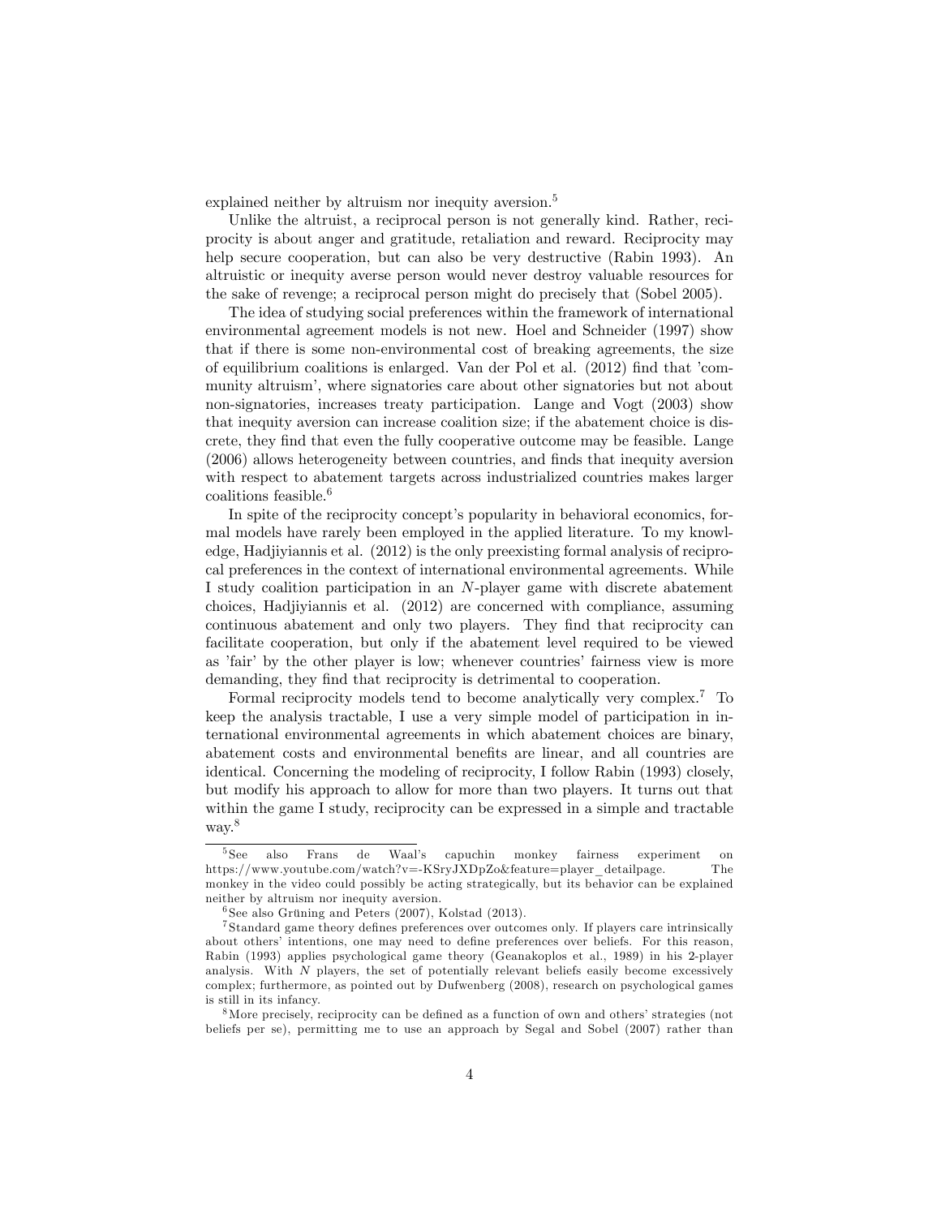explained neither by altruism nor inequity aversion.[5]

Unlike the altruist, a reciprocal person is not generally kind. Rather, reciprocity is about anger and gratitude, retaliation and reward. Reciprocity may help secure cooperation, but can also be very destructive (Rabin 1993). An altruistic or inequity averse person would never destroy valuable resources for the sake of revenge; a reciprocal person might do precisely that (Sobel 2005).

The idea of studying social preferences within the framework of international environmental agreement models is not new. Hoel and Schneider (1997) show that if there is some non-environmental cost of breaking agreements, the size of equilibrium coalitions is enlarged. Van der Pol et al. (2012) find that 'community altruism', where signatories care about other signatories but not about non-signatories, increases treaty participation. Lange and Vogt (2003) show that inequity aversion can increase coalition size; if the abatement choice is discrete, they find that even the fully cooperative outcome may be feasible. Lange (2006) allows heterogeneity between countries, and finds that inequity aversion with respect to abatement targets across industrialized countries makes larger coalitions feasible.[6]

In spite of the reciprocity concept's popularity in behavioral economics, formal models have rarely been employed in the applied literature. To my knowledge, Hadjiyiannis et al. (2012) is the only preexisting formal analysis of reciprocal preferences in the context of international environmental agreements. While I study coalition participation in an $N$-player game with discrete abatement choices, Hadjiyiannis et al. (2012) are concerned with compliance, assuming continuous abatement and only two players. They find that reciprocity can facilitate cooperation, but only if the abatement level required to be viewed as 'fair' by the other player is low; whenever countries' fairness view is more demanding, they find that reciprocity is detrimental to cooperation.

Formal reciprocity models tend to become analytically very complex.[7] To keep the analysis tractable, I use a very simple model of participation in international environmental agreements in which abatement choices are binary, abatement costs and environmental benefits are linear, and all countries are identical. Concerning the modeling of reciprocity, I follow Rabin (1993) closely, but modify his approach to allow for more than two players. It turns out that within the game I study, reciprocity can be expressed in a simple and tractable way.[8]

---

[5] See also Frans de Waal's capuchin monkey fairness experiment on https://www.youtube.com/watch?v=-KSryJXDpZo&feature=player_detailpage. The monkey in the video could possibly be acting strategically, but its behavior can be explained neither by altruism nor inequity aversion.

[6] See also Grüning and Peters (2007), Kolstad (2013).

[7] Standard game theory defines preferences over outcomes only. If players care intrinsically about others' intentions, one may need to define preferences over beliefs. For this reason, Rabin (1993) applies psychological game theory (Geanakoplos et al., 1989) in his 2-player analysis. With $N$ players, the set of potentially relevant beliefs easily become excessively complex; furthermore, as pointed out by Dufwenberg (2008), research on psychological games is still in its infancy.

[8] More precisely, reciprocity can be defined as a function of own and others' strategies (not beliefs per se), permitting me to use an approach by Segal and Sobel (2007) rather than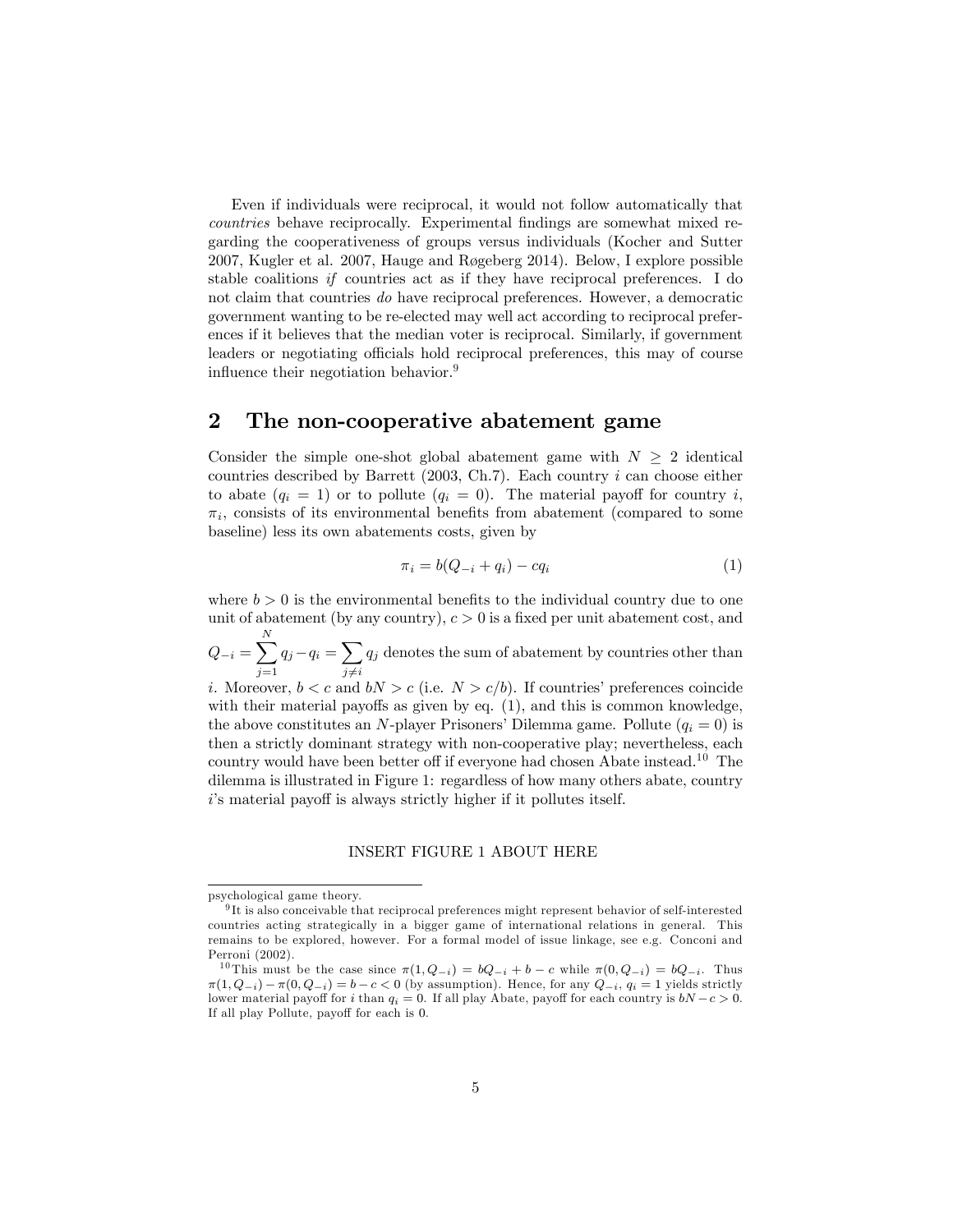Even if individuals were reciprocal, it would not follow automatically that *countries* behave reciprocally. Experimental findings are somewhat mixed regarding the cooperativeness of groups versus individuals (Kocher and Sutter 2007, Kugler et al. 2007, Hauge and Røgeberg 2014). Below, I explore possible stable coalitions *if* countries act as if they have reciprocal preferences. I do not claim that countries *do* have reciprocal preferences. However, a democratic government wanting to be re-elected may well act according to reciprocal preferences if it believes that the median voter is reciprocal. Similarly, if government leaders or negotiating officials hold reciprocal preferences, this may of course influence their negotiation behavior.[9]

## 2 The non-cooperative abatement game

Consider the simple one-shot global abatement game with $N \geq 2$ identical countries described by Barrett (2003, Ch.7). Each country $i$ can choose either to abate ($q_i = 1$) or to pollute ($q_i = 0$). The material payoff for country $i$, $\pi_i$, consists of its environmental benefits from abatement (compared to some baseline) less its own abatements costs, given by

$$\pi_i = b(Q_{-i} + q_i) - cq_i \tag{1}$$

where $b > 0$ is the environmental benefits to the individual country due to one unit of abatement (by any country), $c > 0$ is a fixed per unit abatement cost, and $Q_{-i} = \sum_{j=1}^{N} q_j - q_i = \sum_{j \neq i} q_j$ denotes the sum of abatement by countries other than $i$. Moreover, $b < c$ and $bN > c$ (i.e. $N > c/b$). If countries' preferences coincide with their material payoffs as given by eq. (1), and this is common knowledge, the above constitutes an $N$-player Prisoners' Dilemma game. Pollute ($q_i = 0$) is then a strictly dominant strategy with non-cooperative play; nevertheless, each country would have been better off if everyone had chosen Abate instead.[10] The dilemma is illustrated in Figure 1: regardless of how many others abate, country $i$'s material payoff is always strictly higher if it pollutes itself.

INSERT FIGURE 1 ABOUT HERE

---

psychological game theory.

[9] It is also conceivable that reciprocal preferences might represent behavior of self-interested countries acting strategically in a bigger game of international relations in general. This remains to be explored, however. For a formal model of issue linkage, see e.g. Conconi and Perroni (2002).

[10] This must be the case since $\pi(1, Q_{-i}) = bQ_{-i} + b - c$ while $\pi(0, Q_{-i}) = bQ_{-i}$. Thus $\pi(1, Q_{-i}) - \pi(0, Q_{-i}) = b - c < 0$ (by assumption). Hence, for any $Q_{-i}$, $q_i = 1$ yields strictly lower material payoff for $i$ than $q_i = 0$. If all play Abate, payoff for each country is $bN - c > 0$. If all play Pollute, payoff for each is 0.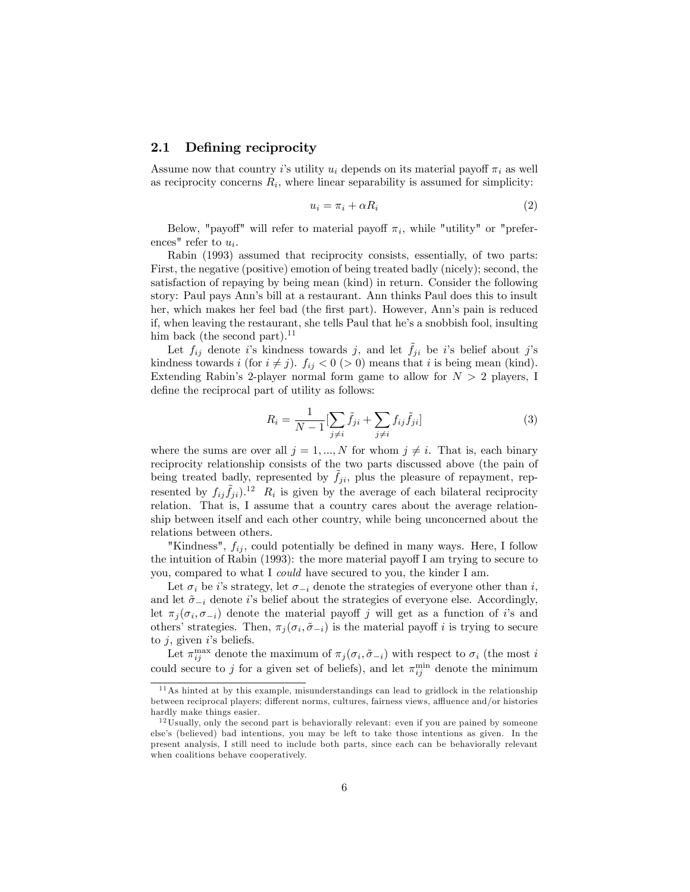### 2.1 Defining reciprocity

Assume now that country $i$'s utility $u_i$ depends on its material payoff $\pi_i$ as well as reciprocity concerns $R_i$, where linear separability is assumed for simplicity:

$$u_i = \pi_i + \alpha R_i \tag{2}$$

Below, "payoff" will refer to material payoff $\pi_i$, while "utility" or "preferences" refer to $u_i$.

Rabin (1993) assumed that reciprocity consists, essentially, of two parts: First, the negative (positive) emotion of being treated badly (nicely); second, the satisfaction of repaying by being mean (kind) in return. Consider the following story: Paul pays Ann's bill at a restaurant. Ann thinks Paul does this to insult her, which makes her feel bad (the first part). However, Ann's pain is reduced if, when leaving the restaurant, she tells Paul that he's a snobbish fool, insulting him back (the second part).[11]

Let $f_{ij}$ denote $i$'s kindness towards $j$, and let $\tilde{f}_{ji}$ be $i$'s belief about $j$'s kindness towards $i$ (for $i \neq j$). $f_{ij} < 0$ ($> 0$) means that $i$ is being mean (kind). Extending Rabin's 2-player normal form game to allow for $N > 2$ players, I define the reciprocal part of utility as follows:

$$R_i = \frac{1}{N-1}\left[\sum_{j \neq i} \tilde{f}_{ji} + \sum_{j \neq i} f_{ij}\tilde{f}_{ji}\right] \tag{3}$$

where the sums are over all $j = 1, ..., N$ for whom $j \neq i$. That is, each binary reciprocity relationship consists of the two parts discussed above (the pain of being treated badly, represented by $\tilde{f}_{ji}$, plus the pleasure of repayment, represented by $f_{ij}\tilde{f}_{ji}$).[12] $R_i$ is given by the average of each bilateral reciprocity relation. That is, I assume that a country cares about the average relationship between itself and each other country, while being unconcerned about the relations between others.

"Kindness", $f_{ij}$, could potentially be defined in many ways. Here, I follow the intuition of Rabin (1993): the more material payoff I am trying to secure to you, compared to what I *could* have secured to you, the kinder I am.

Let $\sigma_i$ be $i$'s strategy, let $\sigma_{-i}$ denote the strategies of everyone other than $i$, and let $\tilde{\sigma}_{-i}$ denote $i$'s belief about the strategies of everyone else. Accordingly, let $\pi_j(\sigma_i, \sigma_{-i})$ denote the material payoff $j$ will get as a function of $i$'s and others' strategies. Then, $\pi_j(\sigma_i, \tilde{\sigma}_{-i})$ is the material payoff $i$ is trying to secure to $j$, given $i$'s beliefs.

Let $\pi_{ij}^{\max}$ denote the maximum of $\pi_j(\sigma_i, \tilde{\sigma}_{-i})$ with respect to $\sigma_i$ (the most $i$ could secure to $j$ for a given set of beliefs), and let $\pi_{ij}^{\min}$ denote the minimum

---

[11] As hinted at by this example, misunderstandings can lead to gridlock in the relationship between reciprocal players; different norms, cultures, fairness views, affluence and/or histories hardly make things easier.

[12] Usually, only the second part is behaviorally relevant: even if you are pained by someone else's (believed) bad intentions, you may be left to take those intentions as given. In the present analysis, I still need to include both parts, since each can be behaviorally relevant when coalitions behave cooperatively.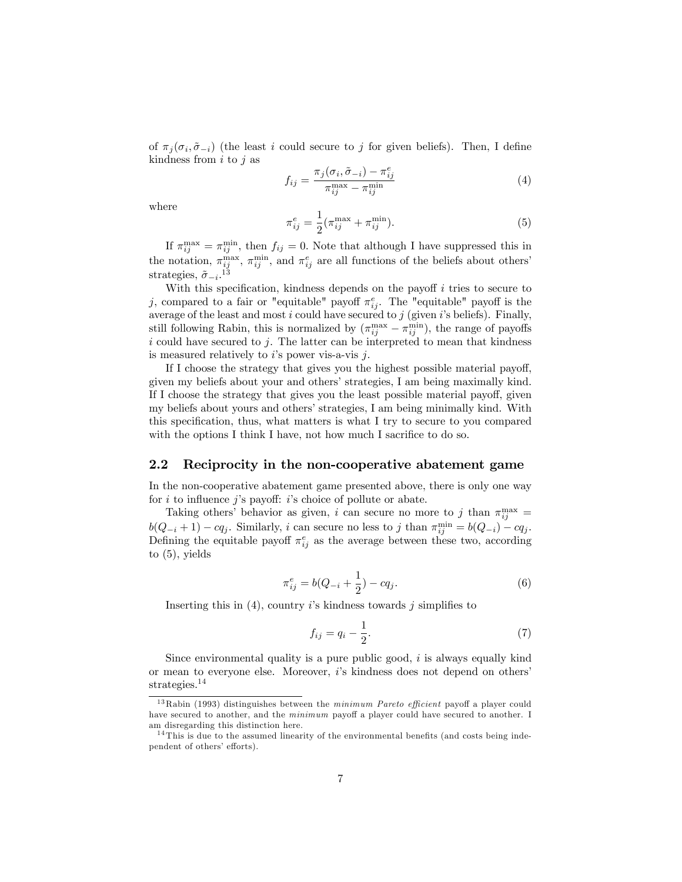of $\pi_j(\sigma_i, \tilde{\sigma}_{-i})$ (the least $i$ could secure to $j$ for given beliefs). Then, I define kindness from $i$ to $j$ as

$$f_{ij} = \frac{\pi_j(\sigma_i, \tilde{\sigma}_{-i}) - \pi_{ij}^e}{\pi_{ij}^{\max} - \pi_{ij}^{\min}} \tag{4}$$

where

$$\pi_{ij}^e = \frac{1}{2}(\pi_{ij}^{\max} + \pi_{ij}^{\min}). \tag{5}$$

If $\pi_{ij}^{\max} = \pi_{ij}^{\min}$, then $f_{ij} = 0$. Note that although I have suppressed this in the notation, $\pi_{ij}^{\max}$, $\pi_{ij}^{\min}$, and $\pi_{ij}^e$ are all functions of the beliefs about others' strategies, $\tilde{\sigma}_{-i}$.[13]

With this specification, kindness depends on the payoff $i$ tries to secure to $j$, compared to a fair or "equitable" payoff $\pi_{ij}^e$. The "equitable" payoff is the average of the least and most $i$ could have secured to $j$ (given $i$'s beliefs). Finally, still following Rabin, this is normalized by $(\pi_{ij}^{\max} - \pi_{ij}^{\min})$, the range of payoffs $i$ could have secured to $j$. The latter can be interpreted to mean that kindness is measured relatively to $i$'s power vis-a-vis $j$.

If I choose the strategy that gives you the highest possible material payoff, given my beliefs about your and others' strategies, I am being maximally kind. If I choose the strategy that gives you the least possible material payoff, given my beliefs about yours and others' strategies, I am being minimally kind. With this specification, thus, what matters is what I try to secure to you compared with the options I think I have, not how much I sacrifice to do so.

## 2.2 Reciprocity in the non-cooperative abatement game

In the non-cooperative abatement game presented above, there is only one way for $i$ to influence $j$'s payoff: $i$'s choice of pollute or abate.

Taking others' behavior as given, $i$ can secure no more to $j$ than $\pi_{ij}^{\max} = b(Q_{-i} + 1) - cq_j$. Similarly, $i$ can secure no less to $j$ than $\pi_{ij}^{\min} = b(Q_{-i}) - cq_j$. Defining the equitable payoff $\pi_{ij}^e$ as the average between these two, according to (5), yields

$$\pi_{ij}^e = b(Q_{-i} + \frac{1}{2}) - cq_j. \tag{6}$$

Inserting this in (4), country $i$'s kindness towards $j$ simplifies to

$$f_{ij} = q_i - \frac{1}{2}. \tag{7}$$

Since environmental quality is a pure public good, $i$ is always equally kind or mean to everyone else. Moreover, $i$'s kindness does not depend on others' strategies.[14]

[13] Rabin (1993) distinguishes between the *minimum Pareto efficient* payoff a player could have secured to another, and the *minimum* payoff a player could have secured to another. I am disregarding this distinction here.

[14] This is due to the assumed linearity of the environmental benefits (and costs being independent of others' efforts).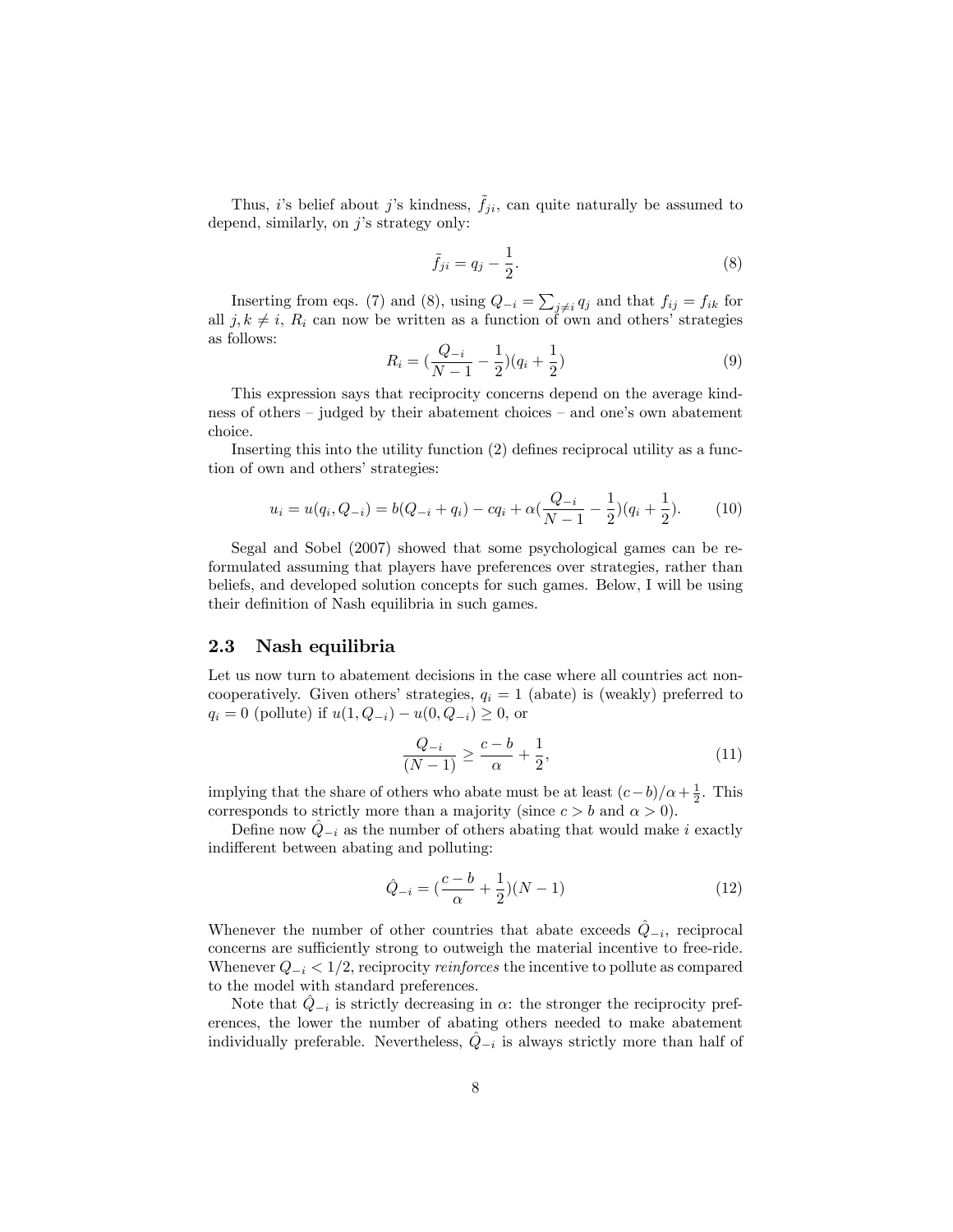Thus, $i$'s belief about $j$'s kindness, $\tilde{f}_{ji}$, can quite naturally be assumed to depend, similarly, on $j$'s strategy only:

$$\tilde{f}_{ji} = q_j - \frac{1}{2}. \tag{8}$$

Inserting from eqs. (7) and (8), using $Q_{-i} = \sum_{j \neq i} q_j$ and that $f_{ij} = f_{ik}$ for all $j, k \neq i$, $R_i$ can now be written as a function of own and others' strategies as follows:

$$R_i = (\frac{Q_{-i}}{N-1} - \frac{1}{2})(q_i + \frac{1}{2}) \tag{9}$$

This expression says that reciprocity concerns depend on the average kindness of others – judged by their abatement choices – and one's own abatement choice.

Inserting this into the utility function (2) defines reciprocal utility as a function of own and others' strategies:

$$u_i = u(q_i, Q_{-i}) = b(Q_{-i} + q_i) - cq_i + \alpha(\frac{Q_{-i}}{N-1} - \frac{1}{2})(q_i + \frac{1}{2}). \tag{10}$$

Segal and Sobel (2007) showed that some psychological games can be reformulated assuming that players have preferences over strategies, rather than beliefs, and developed solution concepts for such games. Below, I will be using their definition of Nash equilibria in such games.

## 2.3 Nash equilibria

Let us now turn to abatement decisions in the case where all countries act noncooperatively. Given others' strategies, $q_i = 1$ (abate) is (weakly) preferred to $q_i = 0$ (pollute) if $u(1, Q_{-i}) - u(0, Q_{-i}) \geq 0$, or

$$\frac{Q_{-i}}{(N-1)} \geq \frac{c-b}{\alpha} + \frac{1}{2}, \tag{11}$$

implying that the share of others who abate must be at least $(c-b)/\alpha + \frac{1}{2}$. This corresponds to strictly more than a majority (since $c > b$ and $\alpha > 0$).

Define now $\hat{Q}_{-i}$ as the number of others abating that would make $i$ exactly indifferent between abating and polluting:

$$\hat{Q}_{-i} = (\frac{c-b}{\alpha} + \frac{1}{2})(N-1) \tag{12}$$

Whenever the number of other countries that abate exceeds $\hat{Q}_{-i}$, reciprocal concerns are sufficiently strong to outweigh the material incentive to free-ride. Whenever $Q_{-i} < 1/2$, reciprocity *reinforces* the incentive to pollute as compared to the model with standard preferences.

Note that $\hat{Q}_{-i}$ is strictly decreasing in $\alpha$: the stronger the reciprocity preferences, the lower the number of abating others needed to make abatement individually preferable. Nevertheless, $\hat{Q}_{-i}$ is always strictly more than half of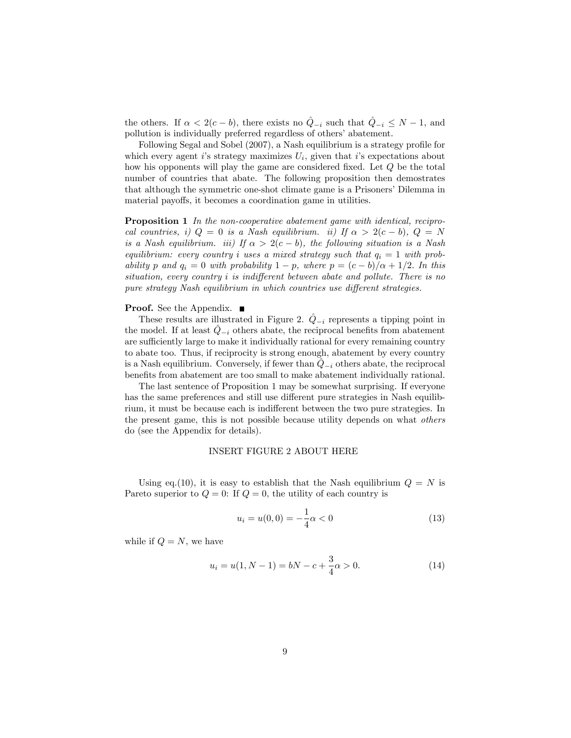the others. If $\alpha < 2(c-b)$, there exists no $\hat{Q}_{-i}$ such that $\hat{Q}_{-i} \leq N-1$, and pollution is individually preferred regardless of others' abatement.

Following Segal and Sobel (2007), a Nash equilibrium is a strategy profile for which every agent $i$'s strategy maximizes $U_i$, given that $i$'s expectations about how his opponents will play the game are considered fixed. Let $Q$ be the total number of countries that abate. The following proposition then demostrates that although the symmetric one-shot climate game is a Prisoners' Dilemma in material payoffs, it becomes a coordination game in utilities.

**Proposition 1** *In the non-cooperative abatement game with identical, reciprocal countries, i) $Q = 0$ is a Nash equilibrium. ii) If $\alpha > 2(c-b)$, $Q = N$ is a Nash equilibrium. iii) If $\alpha > 2(c-b)$, the following situation is a Nash equilibrium: every country $i$ uses a mixed strategy such that $q_i = 1$ with probability $p$ and $q_i = 0$ with probability $1-p$, where $p = (c-b)/\alpha + 1/2$. In this situation, every country $i$ is indifferent between abate and pollute. There is no pure strategy Nash equilibrium in which countries use different strategies.*

**Proof.** See the Appendix. ■

These results are illustrated in Figure 2. $\hat{Q}_{-i}$ represents a tipping point in the model. If at least $\hat{Q}_{-i}$ others abate, the reciprocal benefits from abatement are sufficiently large to make it individually rational for every remaining country to abate too. Thus, if reciprocity is strong enough, abatement by every country is a Nash equilibrium. Conversely, if fewer than $\hat{Q}_{-i}$ others abate, the reciprocal benefits from abatement are too small to make abatement individually rational.

The last sentence of Proposition 1 may be somewhat surprising. If everyone has the same preferences and still use different pure strategies in Nash equilibrium, it must be because each is indifferent between the two pure strategies. In the present game, this is not possible because utility depends on what *others* do (see the Appendix for details).

INSERT FIGURE 2 ABOUT HERE

Using eq.(10), it is easy to establish that the Nash equilibrium $Q = N$ is Pareto superior to $Q = 0$: If $Q = 0$, the utility of each country is

$$u_i = u(0,0) = -\frac{1}{4}\alpha < 0 \tag{13}$$

while if $Q = N$, we have

$$u_i = u(1, N-1) = bN - c + \frac{3}{4}\alpha > 0. \tag{14}$$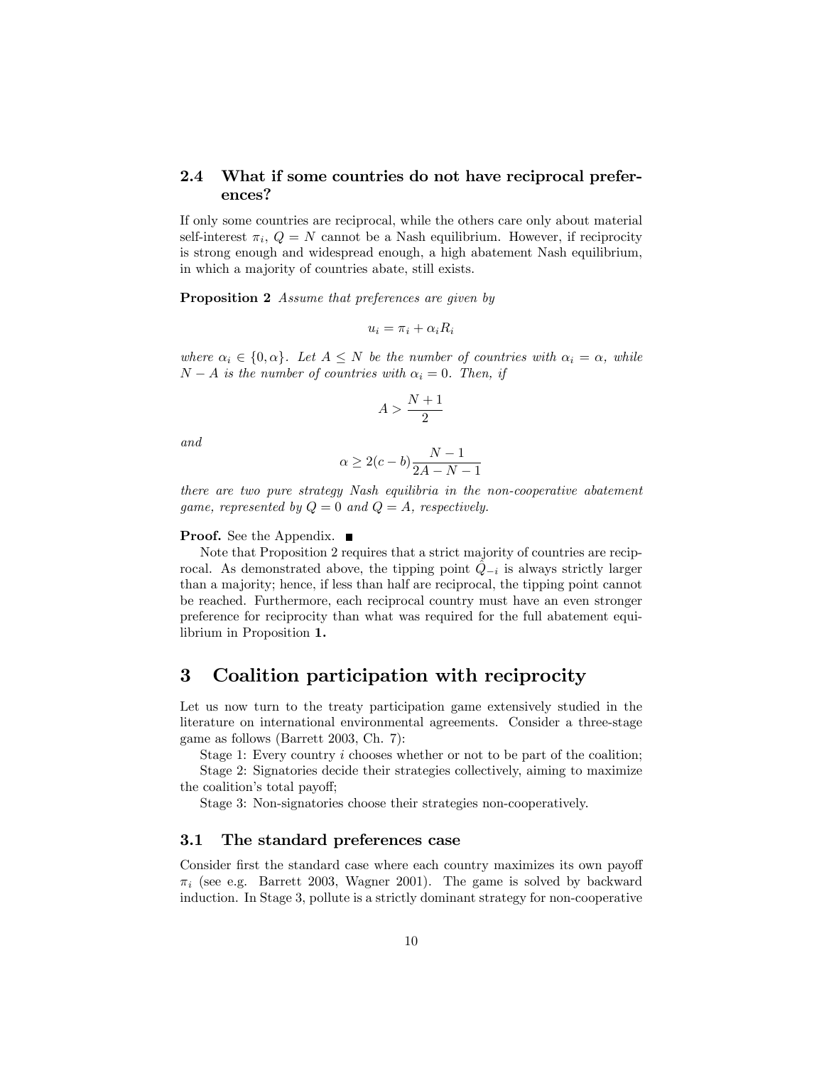### 2.4 What if some countries do not have reciprocal preferences?

If only some countries are reciprocal, while the others care only about material self-interest $\pi_i$, $Q = N$ cannot be a Nash equilibrium. However, if reciprocity is strong enough and widespread enough, a high abatement Nash equilibrium, in which a majority of countries abate, still exists.

**Proposition 2** *Assume that preferences are given by*

$$u_i = \pi_i + \alpha_i R_i$$

*where $\alpha_i \in \{0, \alpha\}$. Let $A \leq N$ be the number of countries with $\alpha_i = \alpha$, while $N - A$ is the number of countries with $\alpha_i = 0$. Then, if*

$$A > \frac{N+1}{2}$$

*and*

$$\alpha \geq 2(c-b)\frac{N-1}{2A-N-1}$$

*there are two pure strategy Nash equilibria in the non-cooperative abatement game, represented by $Q = 0$ and $Q = A$, respectively.*

**Proof.** See the Appendix. ■

Note that Proposition 2 requires that a strict majority of countries are reciprocal. As demonstrated above, the tipping point $\hat{Q}_{-i}$ is always strictly larger than a majority; hence, if less than half are reciprocal, the tipping point cannot be reached. Furthermore, each reciprocal country must have an even stronger preference for reciprocity than what was required for the full abatement equilibrium in Proposition **1.**

# 3 Coalition participation with reciprocity

Let us now turn to the treaty participation game extensively studied in the literature on international environmental agreements. Consider a three-stage game as follows (Barrett 2003, Ch. 7):

Stage 1: Every country $i$ chooses whether or not to be part of the coalition;

Stage 2: Signatories decide their strategies collectively, aiming to maximize the coalition's total payoff;

Stage 3: Non-signatories choose their strategies non-cooperatively.

## 3.1 The standard preferences case

Consider first the standard case where each country maximizes its own payoff $\pi_i$ (see e.g. Barrett 2003, Wagner 2001). The game is solved by backward induction. In Stage 3, pollute is a strictly dominant strategy for non-cooperative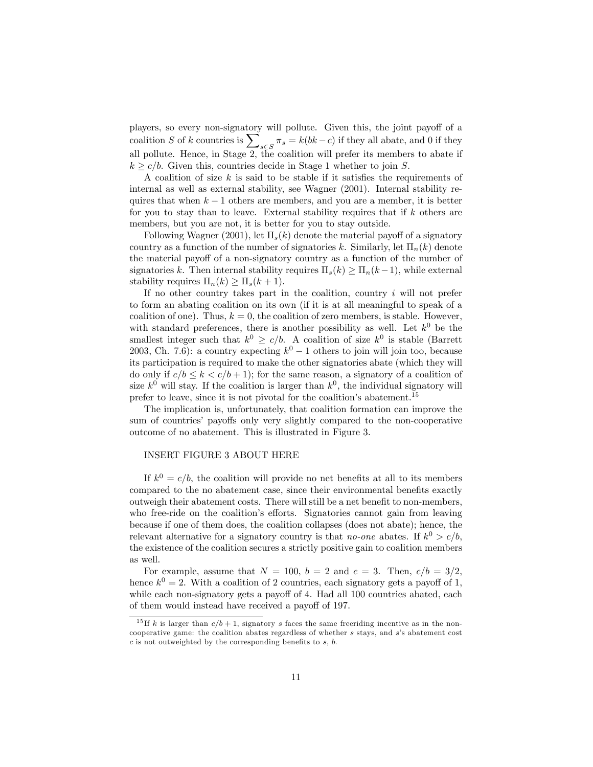players, so every non-signatory will pollute. Given this, the joint payoff of a coalition $S$ of $k$ countries is $\sum_{s \in S} \pi_s = k(bk - c)$ if they all abate, and 0 if they all pollute. Hence, in Stage 2, the coalition will prefer its members to abate if $k \geq c/b$. Given this, countries decide in Stage 1 whether to join $S$.

A coalition of size $k$ is said to be stable if it satisfies the requirements of internal as well as external stability, see Wagner (2001). Internal stability requires that when $k-1$ others are members, and you are a member, it is better for you to stay than to leave. External stability requires that if $k$ others are members, but you are not, it is better for you to stay outside.

Following Wagner (2001), let $\Pi_s(k)$ denote the material payoff of a signatory country as a function of the number of signatories $k$. Similarly, let $\Pi_n(k)$ denote the material payoff of a non-signatory country as a function of the number of signatories $k$. Then internal stability requires $\Pi_s(k) \geq \Pi_n(k-1)$, while external stability requires $\Pi_n(k) \geq \Pi_s(k+1)$.

If no other country takes part in the coalition, country $i$ will not prefer to form an abating coalition on its own (if it is at all meaningful to speak of a coalition of one). Thus, $k = 0$, the coalition of zero members, is stable. However, with standard preferences, there is another possibility as well. Let $k^0$ be the smallest integer such that $k^0 \geq c/b$. A coalition of size $k^0$ is stable (Barrett 2003, Ch. 7.6): a country expecting $k^0 - 1$ others to join will join too, because its participation is required to make the other signatories abate (which they will do only if $c/b \leq k < c/b + 1$); for the same reason, a signatory of a coalition of size $k^0$ will stay. If the coalition is larger than $k^0$, the individual signatory will prefer to leave, since it is not pivotal for the coalition's abatement.[15]

The implication is, unfortunately, that coalition formation can improve the sum of countries' payoffs only very slightly compared to the non-cooperative outcome of no abatement. This is illustrated in Figure 3.

INSERT FIGURE 3 ABOUT HERE

If $k^0 = c/b$, the coalition will provide no net benefits at all to its members compared to the no abatement case, since their environmental benefits exactly outweigh their abatement costs. There will still be a net benefit to non-members, who free-ride on the coalition's efforts. Signatories cannot gain from leaving because if one of them does, the coalition collapses (does not abate); hence, the relevant alternative for a signatory country is that *no-one* abates. If $k^0 > c/b$, the existence of the coalition secures a strictly positive gain to coalition members as well.

For example, assume that $N = 100$, $b = 2$ and $c = 3$. Then, $c/b = 3/2$, hence $k^0 = 2$. With a coalition of 2 countries, each signatory gets a payoff of 1, while each non-signatory gets a payoff of 4. Had all 100 countries abated, each of them would instead have received a payoff of 197.

[15] If $k$ is larger than $c/b + 1$, signatory $s$ faces the same freeriding incentive as in the non-cooperative game: the coalition abates regardless of whether $s$ stays, and $s$'s abatement cost $c$ is not outweighted by the corresponding benefits to $s$, $b$.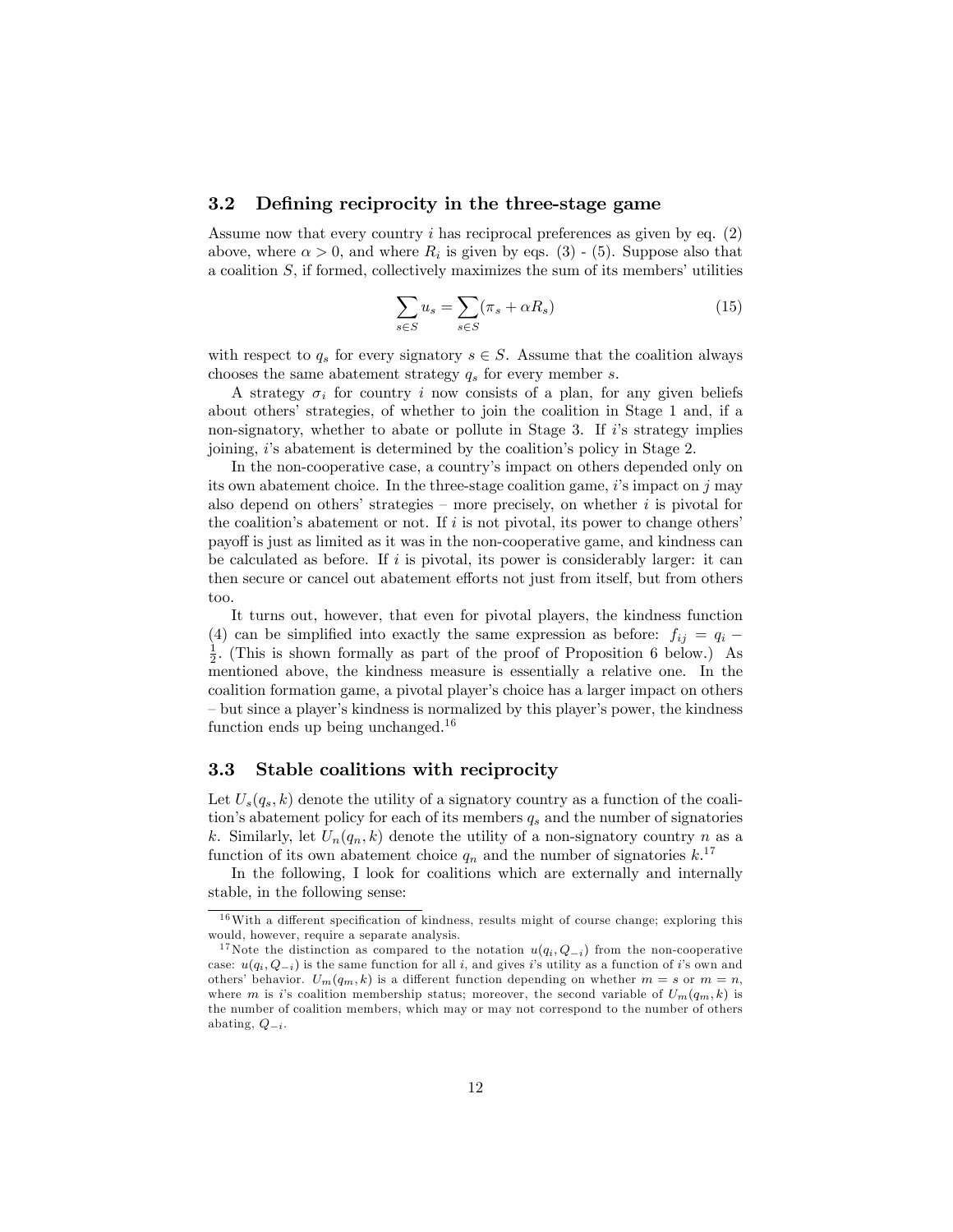### 3.2 Defining reciprocity in the three-stage game

Assume now that every country $i$ has reciprocal preferences as given by eq. (2) above, where $\alpha > 0$, and where $R_i$ is given by eqs. (3) - (5). Suppose also that a coalition $S$, if formed, collectively maximizes the sum of its members' utilities

$$\sum_{s \in S} u_s = \sum_{s \in S} (\pi_s + \alpha R_s) \tag{15}$$

with respect to $q_s$ for every signatory $s \in S$. Assume that the coalition always chooses the same abatement strategy $q_s$ for every member $s$.

A strategy $\sigma_i$ for country $i$ now consists of a plan, for any given beliefs about others' strategies, of whether to join the coalition in Stage 1 and, if a non-signatory, whether to abate or pollute in Stage 3. If $i$'s strategy implies joining, $i$'s abatement is determined by the coalition's policy in Stage 2.

In the non-cooperative case, a country's impact on others depended only on its own abatement choice. In the three-stage coalition game, $i$'s impact on $j$ may also depend on others' strategies – more precisely, on whether $i$ is pivotal for the coalition's abatement or not. If $i$ is not pivotal, its power to change others' payoff is just as limited as it was in the non-cooperative game, and kindness can be calculated as before. If $i$ is pivotal, its power is considerably larger: it can then secure or cancel out abatement efforts not just from itself, but from others too.

It turns out, however, that even for pivotal players, the kindness function (4) can be simplified into exactly the same expression as before: $f_{ij} = q_i - \frac{1}{2}$. (This is shown formally as part of the proof of Proposition 6 below.) As mentioned above, the kindness measure is essentially a relative one. In the coalition formation game, a pivotal player's choice has a larger impact on others – but since a player's kindness is normalized by this player's power, the kindness function ends up being unchanged.[16]

### 3.3 Stable coalitions with reciprocity

Let $U_s(q_s, k)$ denote the utility of a signatory country as a function of the coalition's abatement policy for each of its members $q_s$ and the number of signatories $k$. Similarly, let $U_n(q_n, k)$ denote the utility of a non-signatory country $n$ as a function of its own abatement choice $q_n$ and the number of signatories $k$.[17]

In the following, I look for coalitions which are externally and internally stable, in the following sense:

[16] With a different specification of kindness, results might of course change; exploring this would, however, require a separate analysis.

[17] Note the distinction as compared to the notation $u(q_i, Q_{-i})$ from the non-cooperative case: $u(q_i, Q_{-i})$ is the same function for all $i$, and gives $i$'s utility as a function of $i$'s own and others' behavior. $U_m(q_m, k)$ is a different function depending on whether $m = s$ or $m = n$, where $m$ is $i$'s coalition membership status; moreover, the second variable of $U_m(q_m, k)$ is the number of coalition members, which may or may not correspond to the number of others abating, $Q_{-i}$.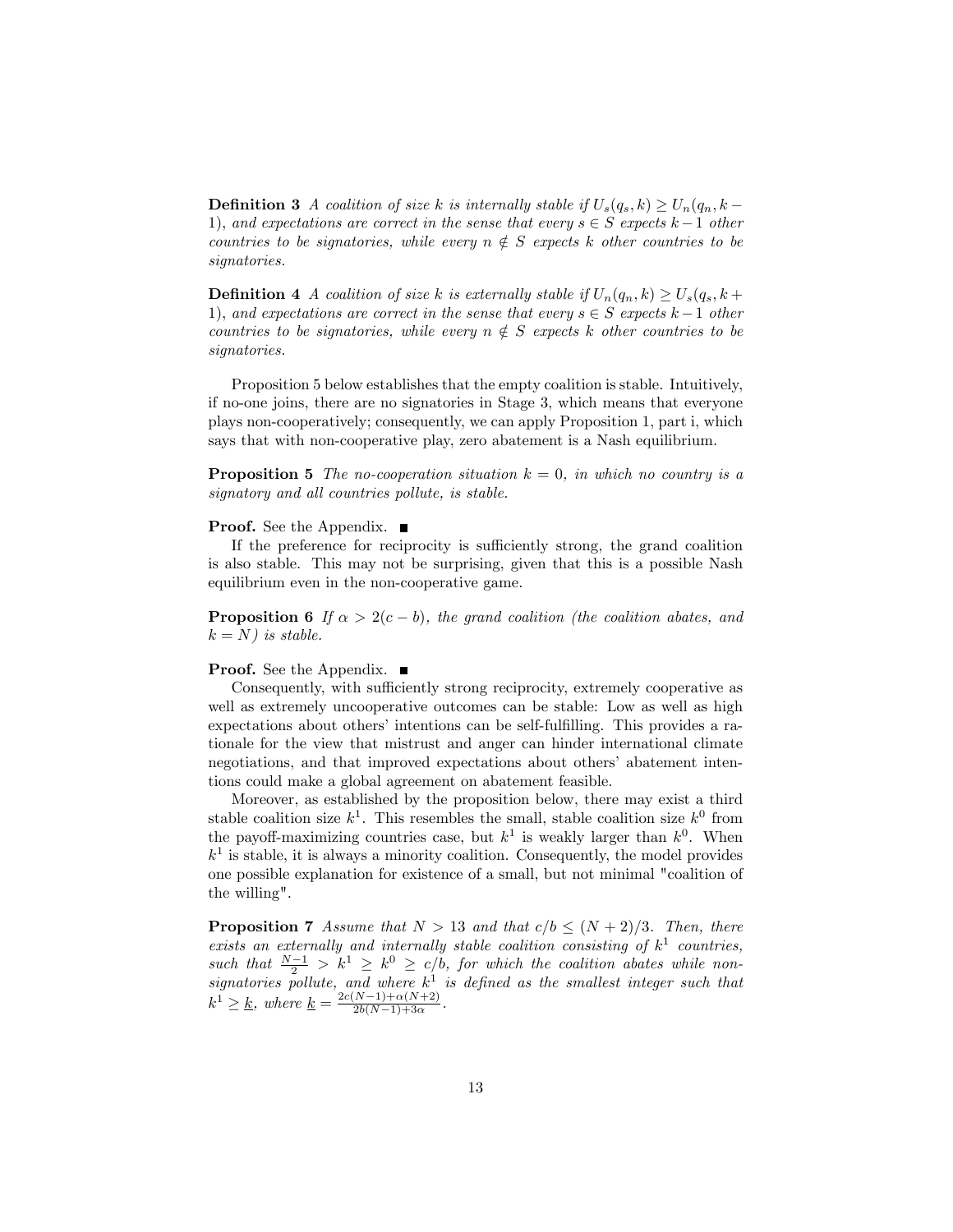**Definition 3** *A coalition of size $k$ is internally stable if $U_s(q_s, k) \geq U_n(q_n, k - 1)$, and expectations are correct in the sense that every $s \in S$ expects $k-1$ other countries to be signatories, while every $n \notin S$ expects $k$ other countries to be signatories.*

**Definition 4** *A coalition of size $k$ is externally stable if $U_n(q_n, k) \geq U_s(q_s, k + 1)$, and expectations are correct in the sense that every $s \in S$ expects $k-1$ other countries to be signatories, while every $n \notin S$ expects $k$ other countries to be signatories.*

Proposition 5 below establishes that the empty coalition is stable. Intuitively, if no-one joins, there are no signatories in Stage 3, which means that everyone plays non-cooperatively; consequently, we can apply Proposition 1, part i, which says that with non-cooperative play, zero abatement is a Nash equilibrium.

**Proposition 5** *The no-cooperation situation $k = 0$, in which no country is a signatory and all countries pollute, is stable.*

**Proof.** See the Appendix. ■

If the preference for reciprocity is sufficiently strong, the grand coalition is also stable. This may not be surprising, given that this is a possible Nash equilibrium even in the non-cooperative game.

**Proposition 6** *If $\alpha > 2(c - b)$, the grand coalition (the coalition abates, and $k = N$) is stable.*

**Proof.** See the Appendix. ■

Consequently, with sufficiently strong reciprocity, extremely cooperative as well as extremely uncooperative outcomes can be stable: Low as well as high expectations about others' intentions can be self-fulfilling. This provides a rationale for the view that mistrust and anger can hinder international climate negotiations, and that improved expectations about others' abatement intentions could make a global agreement on abatement feasible.

Moreover, as established by the proposition below, there may exist a third stable coalition size $k^1$. This resembles the small, stable coalition size $k^0$ from the payoff-maximizing countries case, but $k^1$ is weakly larger than $k^0$. When $k^1$ is stable, it is always a minority coalition. Consequently, the model provides one possible explanation for existence of a small, but not minimal "coalition of the willing".

**Proposition 7** *Assume that $N > 13$ and that $c/b \leq (N + 2)/3$. Then, there exists an externally and internally stable coalition consisting of $k^1$ countries, such that $\frac{N-1}{2} > k^1 \geq k^0 \geq c/b$, for which the coalition abates while non-signatories pollute, and where $k^1$ is defined as the smallest integer such that $k^1 \geq \underline{k}$, where $\underline{k} = \frac{2c(N-1)+\alpha(N+2)}{2b(N-1)+3\alpha}$.*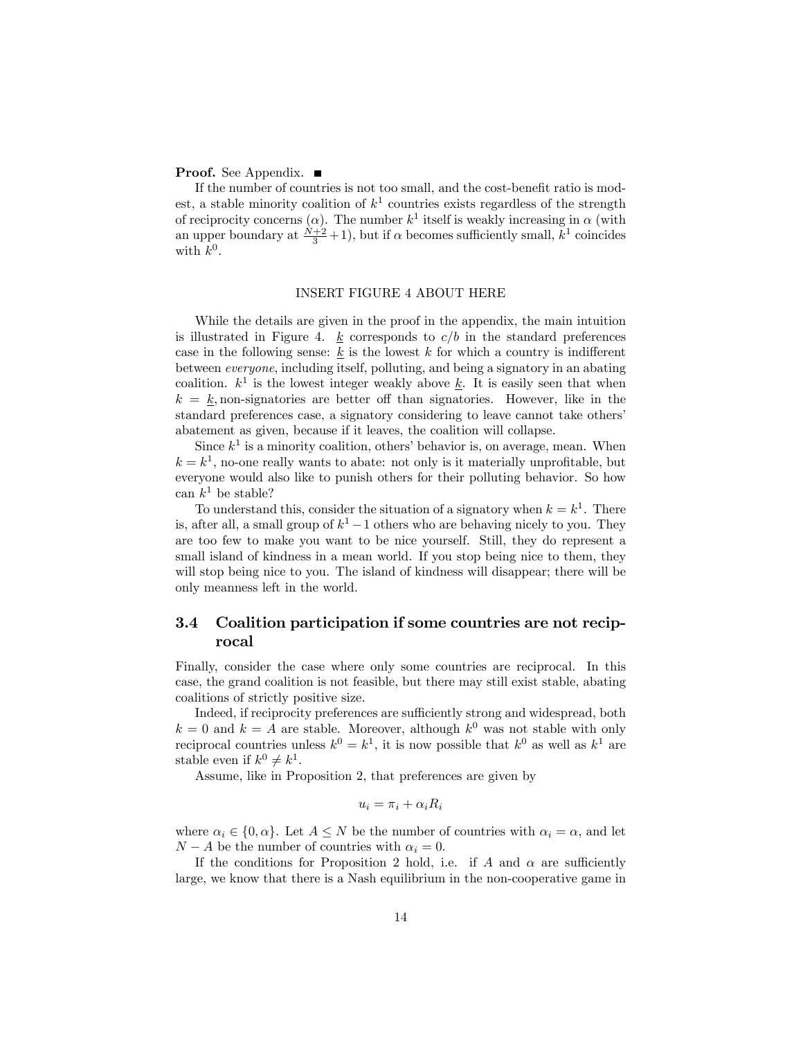**Proof.** See Appendix. ■

If the number of countries is not too small, and the cost-benefit ratio is modest, a stable minority coalition of $k^1$ countries exists regardless of the strength of reciprocity concerns ($\alpha$). The number $k^1$ itself is weakly increasing in $\alpha$ (with an upper boundary at $\frac{N+2}{3}+1$), but if $\alpha$ becomes sufficiently small, $k^1$ coincides with $k^0$.

INSERT FIGURE 4 ABOUT HERE

While the details are given in the proof in the appendix, the main intuition is illustrated in Figure 4. $\underline{k}$ corresponds to $c/b$ in the standard preferences case in the following sense: $\underline{k}$ is the lowest $k$ for which a country is indifferent between *everyone*, including itself, polluting, and being a signatory in an abating coalition. $k^1$ is the lowest integer weakly above $\underline{k}$. It is easily seen that when $k = \underline{k}$, non-signatories are better off than signatories. However, like in the standard preferences case, a signatory considering to leave cannot take others' abatement as given, because if it leaves, the coalition will collapse.

Since $k^1$ is a minority coalition, others' behavior is, on average, mean. When $k = k^1$, no-one really wants to abate: not only is it materially unprofitable, but everyone would also like to punish others for their polluting behavior. So how can $k^1$ be stable?

To understand this, consider the situation of a signatory when $k = k^1$. There is, after all, a small group of $k^1 - 1$ others who are behaving nicely to you. They are too few to make you want to be nice yourself. Still, they do represent a small island of kindness in a mean world. If you stop being nice to them, they will stop being nice to you. The island of kindness will disappear; there will be only meanness left in the world.

## 3.4 Coalition participation if some countries are not reciprocal

Finally, consider the case where only some countries are reciprocal. In this case, the grand coalition is not feasible, but there may still exist stable, abating coalitions of strictly positive size.

Indeed, if reciprocity preferences are sufficiently strong and widespread, both $k = 0$ and $k = A$ are stable. Moreover, although $k^0$ was not stable with only reciprocal countries unless $k^0 = k^1$, it is now possible that $k^0$ as well as $k^1$ are stable even if $k^0 \neq k^1$.

Assume, like in Proposition 2, that preferences are given by

$$u_i = \pi_i + \alpha_i R_i$$

where $\alpha_i \in \{0, \alpha\}$. Let $A \leq N$ be the number of countries with $\alpha_i = \alpha$, and let $N - A$ be the number of countries with $\alpha_i = 0$.

If the conditions for Proposition 2 hold, i.e. if $A$ and $\alpha$ are sufficiently large, we know that there is a Nash equilibrium in the non-cooperative game in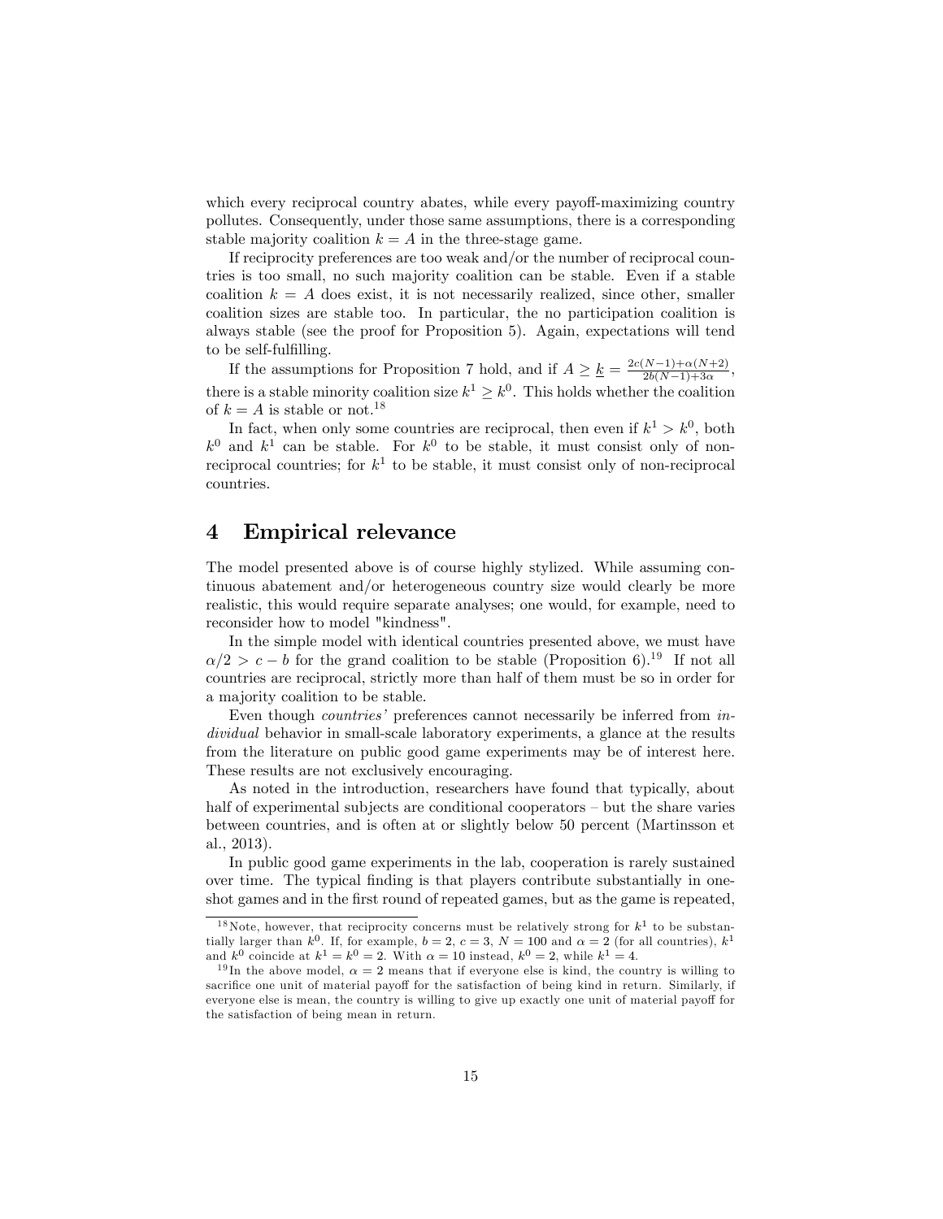which every reciprocal country abates, while every payoff-maximizing country pollutes. Consequently, under those same assumptions, there is a corresponding stable majority coalition $k = A$ in the three-stage game.

If reciprocity preferences are too weak and/or the number of reciprocal countries is too small, no such majority coalition can be stable. Even if a stable coalition $k = A$ does exist, it is not necessarily realized, since other, smaller coalition sizes are stable too. In particular, the no participation coalition is always stable (see the proof for Proposition 5). Again, expectations will tend to be self-fulfilling.

If the assumptions for Proposition 7 hold, and if $A \geq \underline{k} = \frac{2c(N-1)+\alpha(N+2)}{2b(N-1)+3\alpha}$, there is a stable minority coalition size $k^1 \geq k^0$. This holds whether the coalition of $k = A$ is stable or not.[18]

In fact, when only some countries are reciprocal, then even if $k^1 > k^0$, both $k^0$ and $k^1$ can be stable. For $k^0$ to be stable, it must consist only of non-reciprocal countries; for $k^1$ to be stable, it must consist only of non-reciprocal countries.

# 4 Empirical relevance

The model presented above is of course highly stylized. While assuming continuous abatement and/or heterogeneous country size would clearly be more realistic, this would require separate analyses; one would, for example, need to reconsider how to model "kindness".

In the simple model with identical countries presented above, we must have $\alpha/2 > c - b$ for the grand coalition to be stable (Proposition 6).[19] If not all countries are reciprocal, strictly more than half of them must be so in order for a majority coalition to be stable.

Even though *countries'* preferences cannot necessarily be inferred from *individual* behavior in small-scale laboratory experiments, a glance at the results from the literature on public good game experiments may be of interest here. These results are not exclusively encouraging.

As noted in the introduction, researchers have found that typically, about half of experimental subjects are conditional cooperators – but the share varies between countries, and is often at or slightly below 50 percent (Martinsson et al., 2013).

In public good game experiments in the lab, cooperation is rarely sustained over time. The typical finding is that players contribute substantially in one-shot games and in the first round of repeated games, but as the game is repeated,

[18] Note, however, that reciprocity concerns must be relatively strong for $k^1$ to be substantially larger than $k^0$. If, for example, $b = 2$, $c = 3$, $N = 100$ and $\alpha = 2$ (for all countries), $k^1$ and $k^0$ coincide at $k^1 = k^0 = 2$. With $\alpha = 10$ instead, $k^0 = 2$, while $k^1 = 4$.

[19] In the above model, $\alpha = 2$ means that if everyone else is kind, the country is willing to sacrifice one unit of material payoff for the satisfaction of being kind in return. Similarly, if everyone else is mean, the country is willing to give up exactly one unit of material payoff for the satisfaction of being mean in return.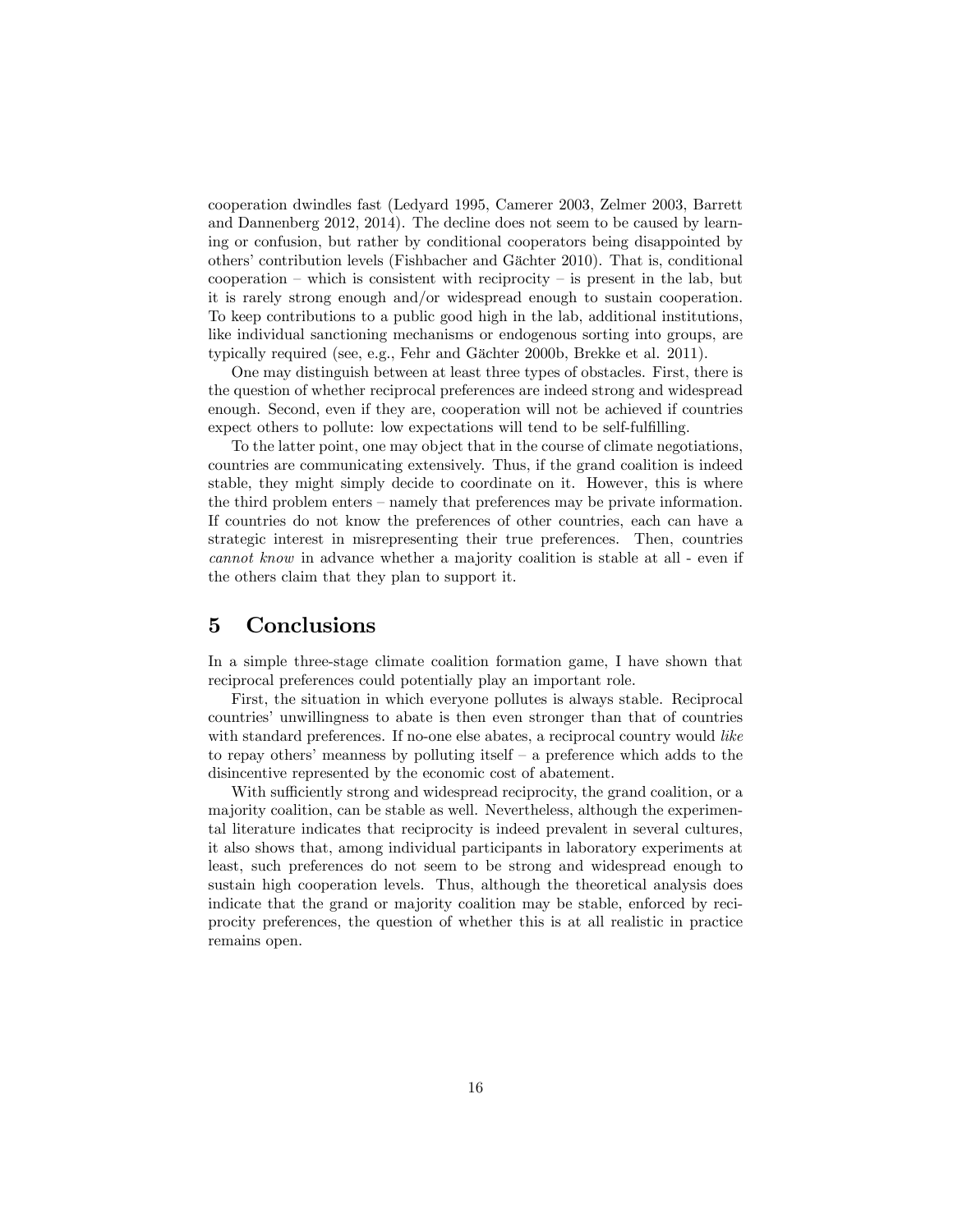cooperation dwindles fast (Ledyard 1995, Camerer 2003, Zelmer 2003, Barrett and Dannenberg 2012, 2014). The decline does not seem to be caused by learning or confusion, but rather by conditional cooperators being disappointed by others' contribution levels (Fishbacher and Gächter 2010). That is, conditional cooperation – which is consistent with reciprocity – is present in the lab, but it is rarely strong enough and/or widespread enough to sustain cooperation. To keep contributions to a public good high in the lab, additional institutions, like individual sanctioning mechanisms or endogenous sorting into groups, are typically required (see, e.g., Fehr and Gächter 2000b, Brekke et al. 2011).

One may distinguish between at least three types of obstacles. First, there is the question of whether reciprocal preferences are indeed strong and widespread enough. Second, even if they are, cooperation will not be achieved if countries expect others to pollute: low expectations will tend to be self-fulfilling.

To the latter point, one may object that in the course of climate negotiations, countries are communicating extensively. Thus, if the grand coalition is indeed stable, they might simply decide to coordinate on it. However, this is where the third problem enters – namely that preferences may be private information. If countries do not know the preferences of other countries, each can have a strategic interest in misrepresenting their true preferences. Then, countries *cannot know* in advance whether a majority coalition is stable at all - even if the others claim that they plan to support it.

# 5 Conclusions

In a simple three-stage climate coalition formation game, I have shown that reciprocal preferences could potentially play an important role.

First, the situation in which everyone pollutes is always stable. Reciprocal countries' unwillingness to abate is then even stronger than that of countries with standard preferences. If no-one else abates, a reciprocal country would *like* to repay others' meanness by polluting itself – a preference which adds to the disincentive represented by the economic cost of abatement.

With sufficiently strong and widespread reciprocity, the grand coalition, or a majority coalition, can be stable as well. Nevertheless, although the experimental literature indicates that reciprocity is indeed prevalent in several cultures, it also shows that, among individual participants in laboratory experiments at least, such preferences do not seem to be strong and widespread enough to sustain high cooperation levels. Thus, although the theoretical analysis does indicate that the grand or majority coalition may be stable, enforced by reciprocity preferences, the question of whether this is at all realistic in practice remains open.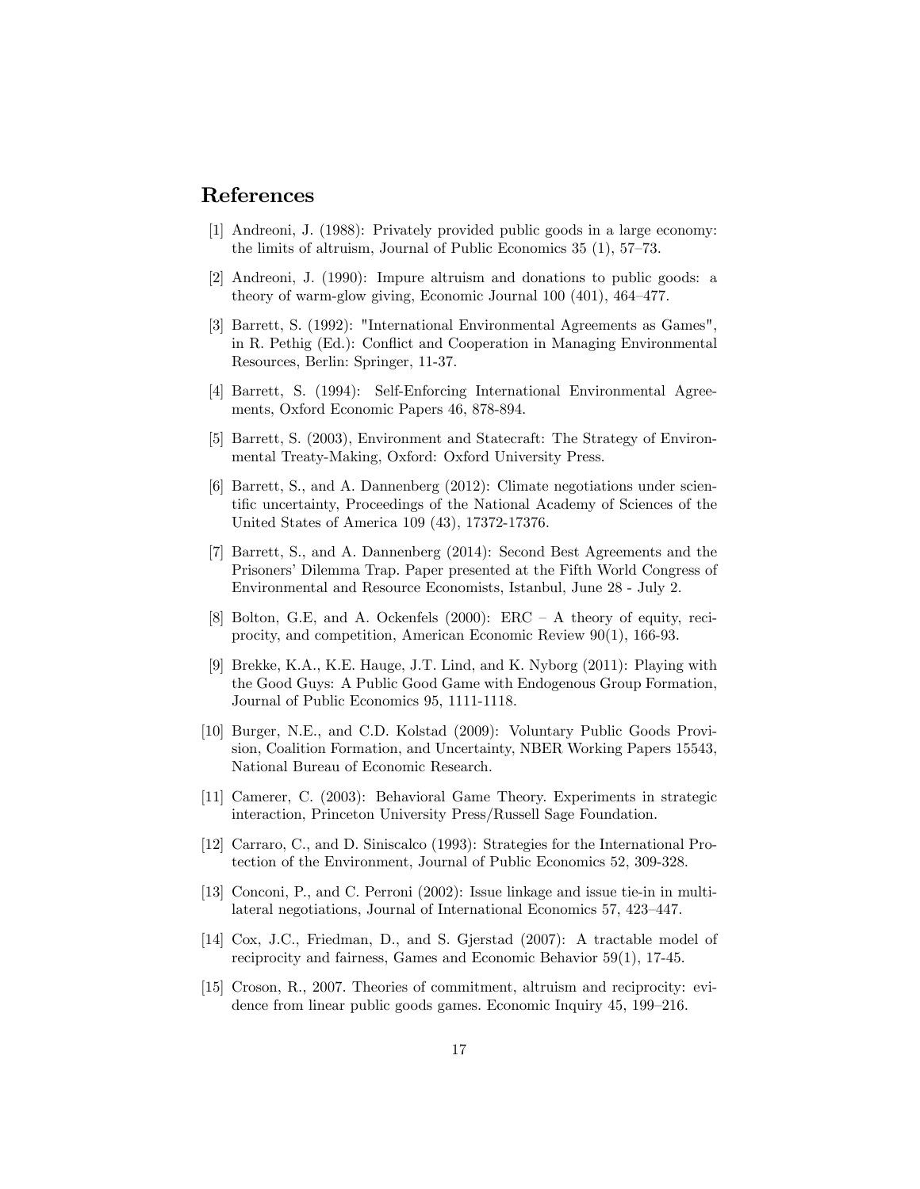## References

[1] Andreoni, J. (1988): Privately provided public goods in a large economy: the limits of altruism, Journal of Public Economics 35 (1), 57–73.

[2] Andreoni, J. (1990): Impure altruism and donations to public goods: a theory of warm-glow giving, Economic Journal 100 (401), 464–477.

[3] Barrett, S. (1992): "International Environmental Agreements as Games", in R. Pethig (Ed.): Conflict and Cooperation in Managing Environmental Resources, Berlin: Springer, 11-37.

[4] Barrett, S. (1994): Self-Enforcing International Environmental Agreements, Oxford Economic Papers 46, 878-894.

[5] Barrett, S. (2003), Environment and Statecraft: The Strategy of Environmental Treaty-Making, Oxford: Oxford University Press.

[6] Barrett, S., and A. Dannenberg (2012): Climate negotiations under scientific uncertainty, Proceedings of the National Academy of Sciences of the United States of America 109 (43), 17372-17376.

[7] Barrett, S., and A. Dannenberg (2014): Second Best Agreements and the Prisoners' Dilemma Trap. Paper presented at the Fifth World Congress of Environmental and Resource Economists, Istanbul, June 28 - July 2.

[8] Bolton, G.E, and A. Ockenfels (2000): ERC – A theory of equity, reciprocity, and competition, American Economic Review 90(1), 166-93.

[9] Brekke, K.A., K.E. Hauge, J.T. Lind, and K. Nyborg (2011): Playing with the Good Guys: A Public Good Game with Endogenous Group Formation, Journal of Public Economics 95, 1111-1118.

[10] Burger, N.E., and C.D. Kolstad (2009): Voluntary Public Goods Provision, Coalition Formation, and Uncertainty, NBER Working Papers 15543, National Bureau of Economic Research.

[11] Camerer, C. (2003): Behavioral Game Theory. Experiments in strategic interaction, Princeton University Press/Russell Sage Foundation.

[12] Carraro, C., and D. Siniscalco (1993): Strategies for the International Protection of the Environment, Journal of Public Economics 52, 309-328.

[13] Conconi, P., and C. Perroni (2002): Issue linkage and issue tie-in in multilateral negotiations, Journal of International Economics 57, 423–447.

[14] Cox, J.C., Friedman, D., and S. Gjerstad (2007): A tractable model of reciprocity and fairness, Games and Economic Behavior 59(1), 17-45.

[15] Croson, R., 2007. Theories of commitment, altruism and reciprocity: evidence from linear public goods games. Economic Inquiry 45, 199–216.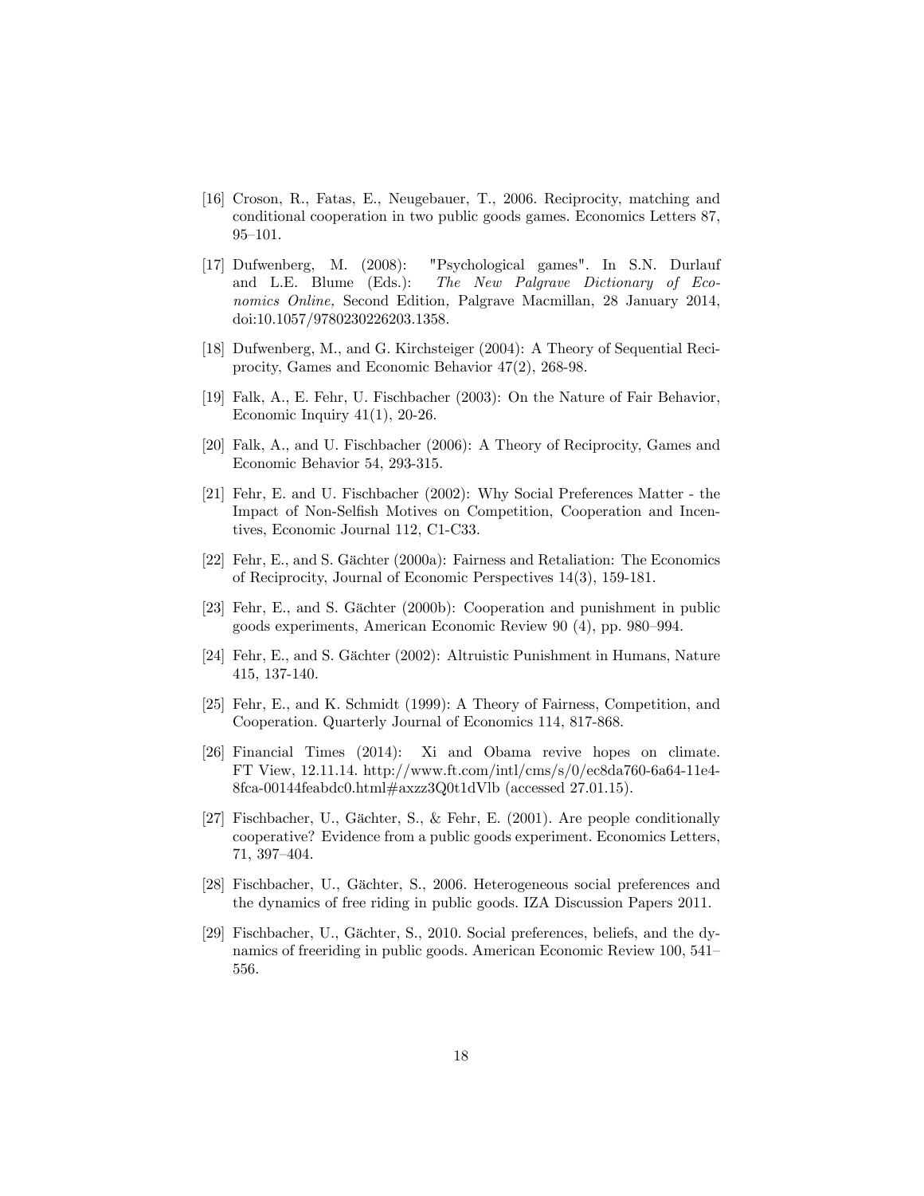[16] Croson, R., Fatas, E., Neugebauer, T., 2006. Reciprocity, matching and conditional cooperation in two public goods games. Economics Letters 87, 95–101.

[17] Dufwenberg, M. (2008): "Psychological games". In S.N. Durlauf and L.E. Blume (Eds.): *The New Palgrave Dictionary of Economics Online,* Second Edition, Palgrave Macmillan, 28 January 2014, doi:10.1057/9780230226203.1358.

[18] Dufwenberg, M., and G. Kirchsteiger (2004): A Theory of Sequential Reciprocity, Games and Economic Behavior 47(2), 268-98.

[19] Falk, A., E. Fehr, U. Fischbacher (2003): On the Nature of Fair Behavior, Economic Inquiry 41(1), 20-26.

[20] Falk, A., and U. Fischbacher (2006): A Theory of Reciprocity, Games and Economic Behavior 54, 293-315.

[21] Fehr, E. and U. Fischbacher (2002): Why Social Preferences Matter - the Impact of Non-Selfish Motives on Competition, Cooperation and Incentives, Economic Journal 112, C1-C33.

[22] Fehr, E., and S. Gächter (2000a): Fairness and Retaliation: The Economics of Reciprocity, Journal of Economic Perspectives 14(3), 159-181.

[23] Fehr, E., and S. Gächter (2000b): Cooperation and punishment in public goods experiments, American Economic Review 90 (4), pp. 980–994.

[24] Fehr, E., and S. Gächter (2002): Altruistic Punishment in Humans, Nature 415, 137-140.

[25] Fehr, E., and K. Schmidt (1999): A Theory of Fairness, Competition, and Cooperation. Quarterly Journal of Economics 114, 817-868.

[26] Financial Times (2014): Xi and Obama revive hopes on climate. FT View, 12.11.14. http://www.ft.com/intl/cms/s/0/ec8da760-6a64-11e4-8fca-00144feabdc0.html#axzz3Q0t1dVlb (accessed 27.01.15).

[27] Fischbacher, U., Gächter, S., & Fehr, E. (2001). Are people conditionally cooperative? Evidence from a public goods experiment. Economics Letters, 71, 397–404.

[28] Fischbacher, U., Gächter, S., 2006. Heterogeneous social preferences and the dynamics of free riding in public goods. IZA Discussion Papers 2011.

[29] Fischbacher, U., Gächter, S., 2010. Social preferences, beliefs, and the dynamics of freeriding in public goods. American Economic Review 100, 541–556.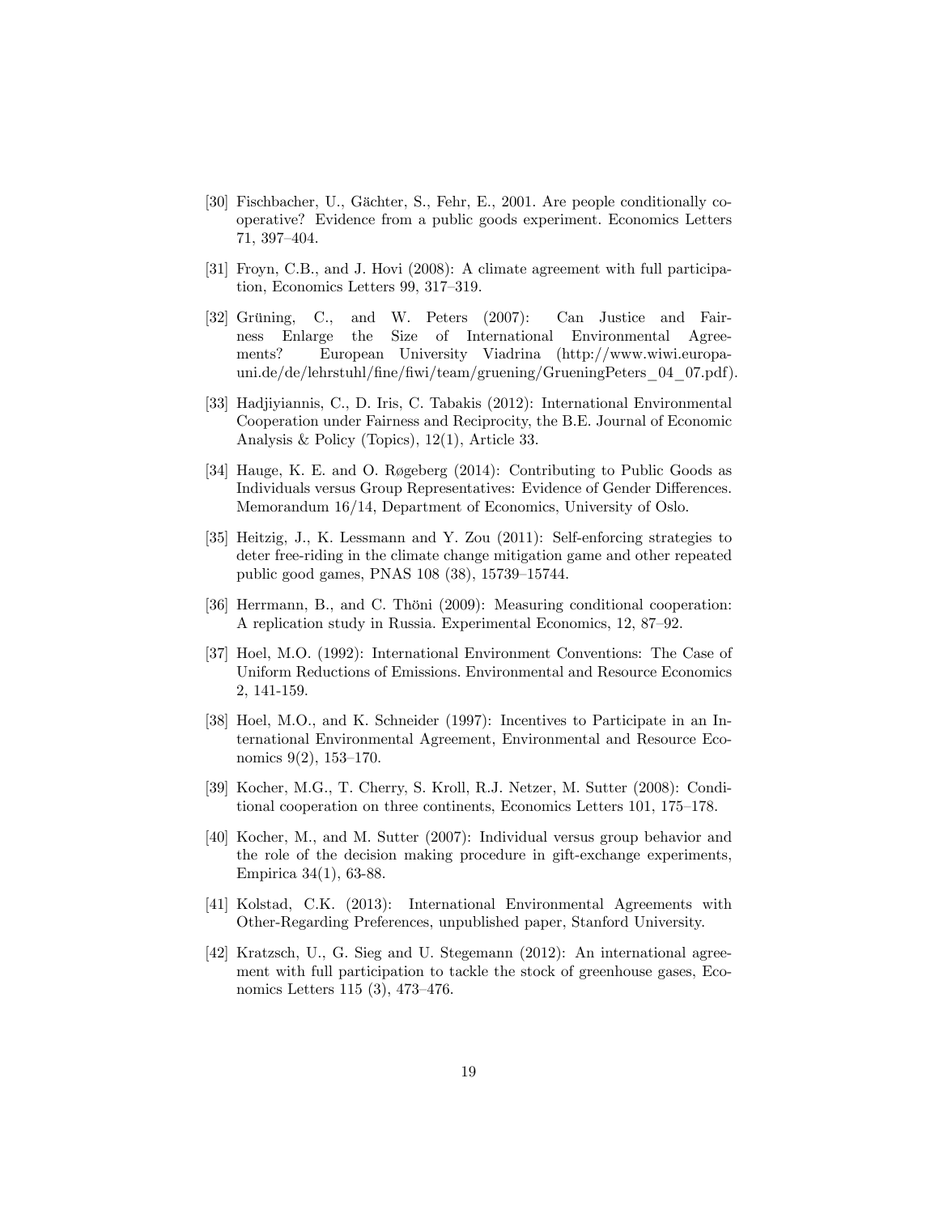[30] Fischbacher, U., Gächter, S., Fehr, E., 2001. Are people conditionally cooperative? Evidence from a public goods experiment. Economics Letters 71, 397–404.

[31] Froyn, C.B., and J. Hovi (2008): A climate agreement with full participation, Economics Letters 99, 317–319.

[32] Grüning, C., and W. Peters (2007): Can Justice and Fairness Enlarge the Size of International Environmental Agreements? European University Viadrina (http://www.wiwi.europa-uni.de/de/lehrstuhl/fine/fiwi/team/gruening/GrueningPeters_04_07.pdf).

[33] Hadjiyiannis, C., D. Iris, C. Tabakis (2012): International Environmental Cooperation under Fairness and Reciprocity, the B.E. Journal of Economic Analysis & Policy (Topics), 12(1), Article 33.

[34] Hauge, K. E. and O. Røgeberg (2014): Contributing to Public Goods as Individuals versus Group Representatives: Evidence of Gender Differences. Memorandum 16/14, Department of Economics, University of Oslo.

[35] Heitzig, J., K. Lessmann and Y. Zou (2011): Self-enforcing strategies to deter free-riding in the climate change mitigation game and other repeated public good games, PNAS 108 (38), 15739–15744.

[36] Herrmann, B., and C. Thöni (2009): Measuring conditional cooperation: A replication study in Russia. Experimental Economics, 12, 87–92.

[37] Hoel, M.O. (1992): International Environment Conventions: The Case of Uniform Reductions of Emissions. Environmental and Resource Economics 2, 141-159.

[38] Hoel, M.O., and K. Schneider (1997): Incentives to Participate in an International Environmental Agreement, Environmental and Resource Economics 9(2), 153–170.

[39] Kocher, M.G., T. Cherry, S. Kroll, R.J. Netzer, M. Sutter (2008): Conditional cooperation on three continents, Economics Letters 101, 175–178.

[40] Kocher, M., and M. Sutter (2007): Individual versus group behavior and the role of the decision making procedure in gift-exchange experiments, Empirica 34(1), 63-88.

[41] Kolstad, C.K. (2013): International Environmental Agreements with Other-Regarding Preferences, unpublished paper, Stanford University.

[42] Kratzsch, U., G. Sieg and U. Stegemann (2012): An international agreement with full participation to tackle the stock of greenhouse gases, Economics Letters 115 (3), 473–476.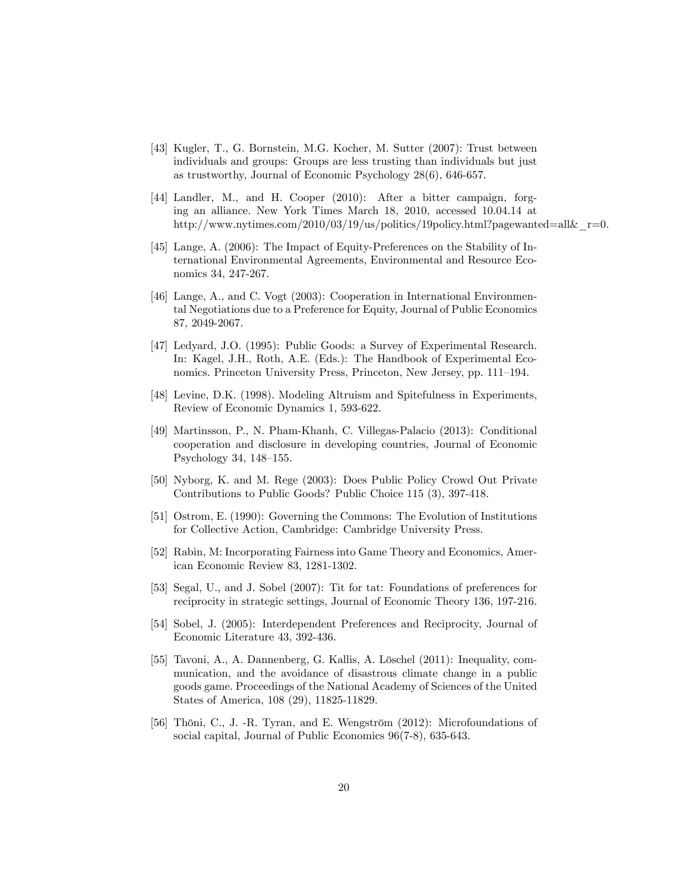[43] Kugler, T., G. Bornstein, M.G. Kocher, M. Sutter (2007): Trust between individuals and groups: Groups are less trusting than individuals but just as trustworthy, Journal of Economic Psychology 28(6), 646-657.

[44] Landler, M., and H. Cooper (2010): After a bitter campaign, forging an alliance. New York Times March 18, 2010, accessed 10.04.14 at http://www.nytimes.com/2010/03/19/us/politics/19policy.html?pagewanted=all&_r=0.

[45] Lange, A. (2006): The Impact of Equity-Preferences on the Stability of International Environmental Agreements, Environmental and Resource Economics 34, 247-267.

[46] Lange, A., and C. Vogt (2003): Cooperation in International Environmental Negotiations due to a Preference for Equity, Journal of Public Economics 87, 2049-2067.

[47] Ledyard, J.O. (1995): Public Goods: a Survey of Experimental Research. In: Kagel, J.H., Roth, A.E. (Eds.): The Handbook of Experimental Economics. Princeton University Press, Princeton, New Jersey, pp. 111–194.

[48] Levine, D.K. (1998). Modeling Altruism and Spitefulness in Experiments, Review of Economic Dynamics 1, 593-622.

[49] Martinsson, P., N. Pham-Khanh, C. Villegas-Palacio (2013): Conditional cooperation and disclosure in developing countries, Journal of Economic Psychology 34, 148–155.

[50] Nyborg, K. and M. Rege (2003): Does Public Policy Crowd Out Private Contributions to Public Goods? Public Choice 115 (3), 397-418.

[51] Ostrom, E. (1990): Governing the Commons: The Evolution of Institutions for Collective Action, Cambridge: Cambridge University Press.

[52] Rabin, M: Incorporating Fairness into Game Theory and Economics, American Economic Review 83, 1281-1302.

[53] Segal, U., and J. Sobel (2007): Tit for tat: Foundations of preferences for reciprocity in strategic settings, Journal of Economic Theory 136, 197-216.

[54] Sobel, J. (2005): Interdependent Preferences and Reciprocity, Journal of Economic Literature 43, 392-436.

[55] Tavoni, A., A. Dannenberg, G. Kallis, A. Löschel (2011): Inequality, communication, and the avoidance of disastrous climate change in a public goods game. Proceedings of the National Academy of Sciences of the United States of America, 108 (29), 11825-11829.

[56] Thöni, C., J. -R. Tyran, and E. Wengström (2012): Microfoundations of social capital, Journal of Public Economics 96(7-8), 635-643.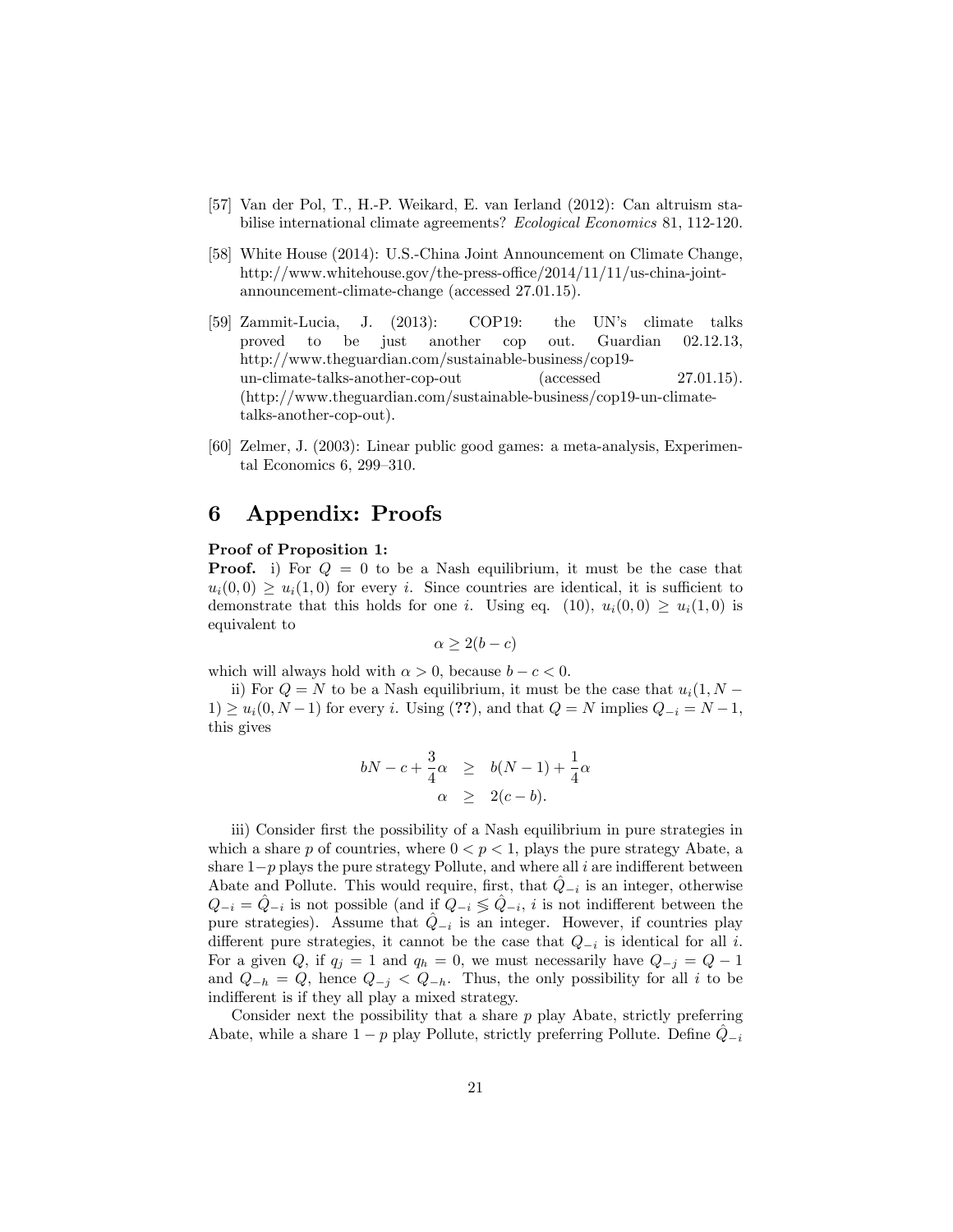[57] Van der Pol, T., H.-P. Weikard, E. van Ierland (2012): Can altruism stabilise international climate agreements? *Ecological Economics* 81, 112-120.

[58] White House (2014): U.S.-China Joint Announcement on Climate Change, http://www.whitehouse.gov/the-press-office/2014/11/11/us-china-joint-announcement-climate-change (accessed 27.01.15).

[59] Zammit-Lucia, J. (2013): COP19: the UN's climate talks proved to be just another cop out. Guardian 02.12.13, http://www.theguardian.com/sustainable-business/cop19-un-climate-talks-another-cop-out (accessed 27.01.15). (http://www.theguardian.com/sustainable-business/cop19-un-climate-talks-another-cop-out).

[60] Zelmer, J. (2003): Linear public good games: a meta-analysis, Experimental Economics 6, 299–310.

# 6 Appendix: Proofs

**Proof of Proposition 1:**

**Proof.** i) For $Q = 0$ to be a Nash equilibrium, it must be the case that $u_i(0,0) \geq u_i(1,0)$ for every $i$. Since countries are identical, it is sufficient to demonstrate that this holds for one $i$. Using eq. (10), $u_i(0,0) \geq u_i(1,0)$ is equivalent to

$$\alpha \geq 2(b-c)$$

which will always hold with $\alpha > 0$, because $b - c < 0$.

ii) For $Q = N$ to be a Nash equilibrium, it must be the case that $u_i(1, N-1) \geq u_i(0, N-1)$ for every $i$. Using (**??**), and that $Q = N$ implies $Q_{-i} = N-1$, this gives

$$\begin{aligned} bN - c + \frac{3}{4}\alpha &\geq b(N-1) + \frac{1}{4}\alpha \\ \alpha &\geq 2(c-b). \end{aligned}$$

iii) Consider first the possibility of a Nash equilibrium in pure strategies in which a share $p$ of countries, where $0 < p < 1$, plays the pure strategy Abate, a share $1-p$ plays the pure strategy Pollute, and where all $i$ are indifferent between Abate and Pollute. This would require, first, that $\hat{Q}_{-i}$ is an integer, otherwise $Q_{-i} = \hat{Q}_{-i}$ is not possible (and if $Q_{-i} \lessgtr \hat{Q}_{-i}$, $i$ is not indifferent between the pure strategies). Assume that $\hat{Q}_{-i}$ is an integer. However, if countries play different pure strategies, it cannot be the case that $Q_{-i}$ is identical for all $i$. For a given $Q$, if $q_j = 1$ and $q_h = 0$, we must necessarily have $Q_{-j} = Q - 1$ and $Q_{-h} = Q$, hence $Q_{-j} < Q_{-h}$. Thus, the only possibility for all $i$ to be indifferent is if they all play a mixed strategy.

Consider next the possibility that a share $p$ play Abate, strictly preferring Abate, while a share $1-p$ play Pollute, strictly preferring Pollute. Define $\hat{Q}_{-i}$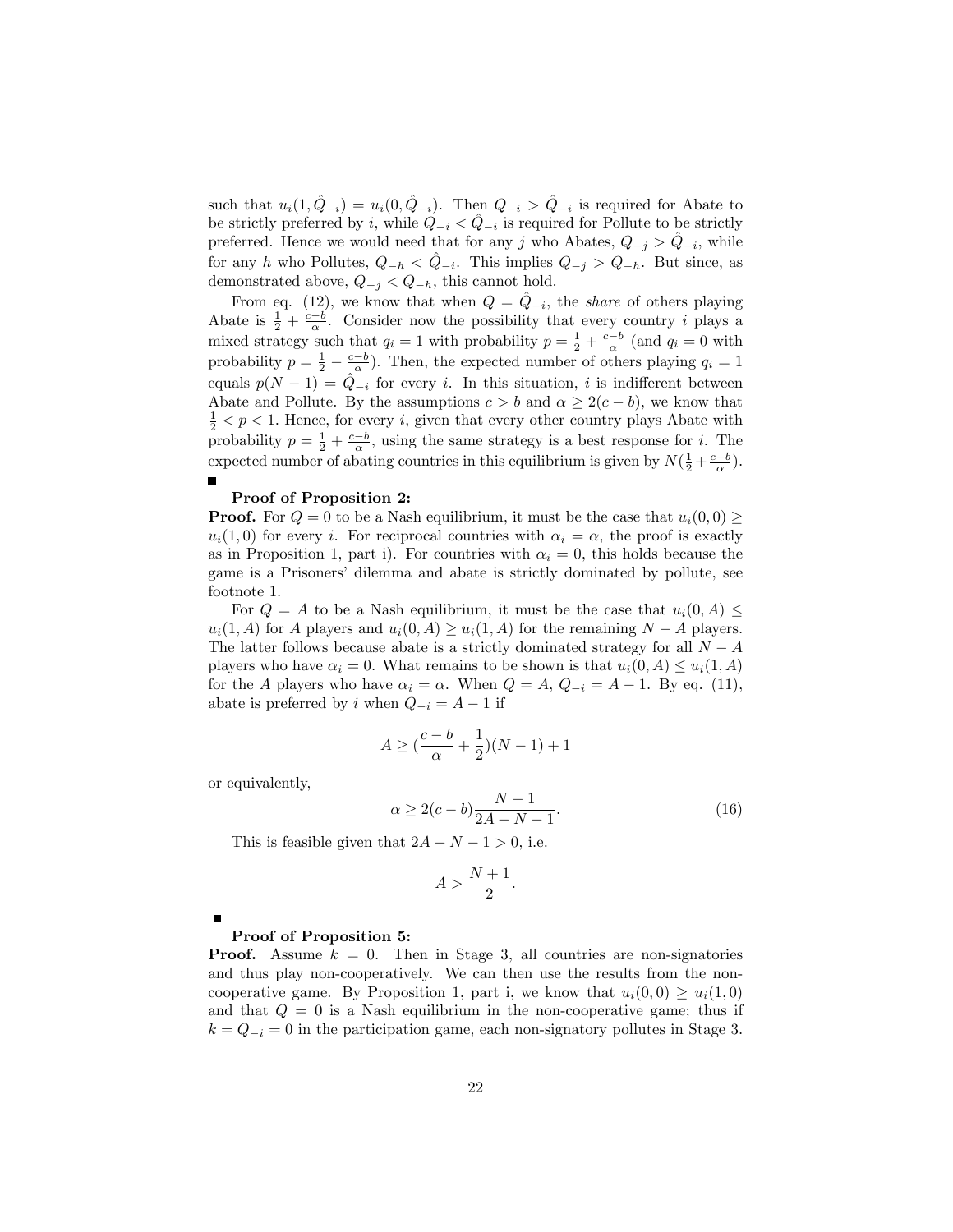such that $u_i(1, \hat{Q}_{-i}) = u_i(0, \hat{Q}_{-i})$. Then $Q_{-i} > \hat{Q}_{-i}$ is required for Abate to be strictly preferred by $i$, while $Q_{-i} < \hat{Q}_{-i}$ is required for Pollute to be strictly preferred. Hence we would need that for any $j$ who Abates, $Q_{-j} > \hat{Q}_{-i}$, while for any $h$ who Pollutes, $Q_{-h} < \hat{Q}_{-i}$. This implies $Q_{-j} > Q_{-h}$. But since, as demonstrated above, $Q_{-j} < Q_{-h}$, this cannot hold.

From eq. (12), we know that when $Q = \hat{Q}_{-i}$, the *share* of others playing Abate is $\frac{1}{2} + \frac{c-b}{\alpha}$. Consider now the possibility that every country $i$ plays a mixed strategy such that $q_i = 1$ with probability $p = \frac{1}{2} + \frac{c-b}{\alpha}$ (and $q_i = 0$ with probability $p = \frac{1}{2} - \frac{c-b}{\alpha}$). Then, the expected number of others playing $q_i = 1$ equals $p(N-1) = \hat{Q}_{-i}$ for every $i$. In this situation, $i$ is indifferent between Abate and Pollute. By the assumptions $c > b$ and $\alpha \geq 2(c-b)$, we know that $\frac{1}{2} < p < 1$. Hence, for every $i$, given that every other country plays Abate with probability $p = \frac{1}{2} + \frac{c-b}{\alpha}$, using the same strategy is a best response for $i$. The expected number of abating countries in this equilibrium is given by $N(\frac{1}{2} + \frac{c-b}{\alpha})$.
■

**Proof of Proposition 2:**

**Proof.** For $Q = 0$ to be a Nash equilibrium, it must be the case that $u_i(0,0) \geq u_i(1,0)$ for every $i$. For reciprocal countries with $\alpha_i = \alpha$, the proof is exactly as in Proposition 1, part i). For countries with $\alpha_i = 0$, this holds because the game is a Prisoners' dilemma and abate is strictly dominated by pollute, see footnote 1.

For $Q = A$ to be a Nash equilibrium, it must be the case that $u_i(0, A) \leq u_i(1, A)$ for $A$ players and $u_i(0, A) \geq u_i(1, A)$ for the remaining $N - A$ players. The latter follows because abate is a strictly dominated strategy for all $N - A$ players who have $\alpha_i = 0$. What remains to be shown is that $u_i(0, A) \leq u_i(1, A)$ for the $A$ players who have $\alpha_i = \alpha$. When $Q = A$, $Q_{-i} = A - 1$. By eq. (11), abate is preferred by $i$ when $Q_{-i} = A - 1$ if

$$A \geq (\frac{c-b}{\alpha} + \frac{1}{2})(N-1) + 1$$

or equivalently,

$$\alpha \geq 2(c-b)\frac{N-1}{2A-N-1}. \tag{16}$$

This is feasible given that $2A - N - 1 > 0$, i.e.

$$A > \frac{N+1}{2}.$$

■

**Proof of Proposition 5:**

**Proof.** Assume $k = 0$. Then in Stage 3, all countries are non-signatories and thus play non-cooperatively. We can then use the results from the non-cooperative game. By Proposition 1, part i, we know that $u_i(0,0) \geq u_i(1,0)$ and that $Q = 0$ is a Nash equilibrium in the non-cooperative game; thus if $k = Q_{-i} = 0$ in the participation game, each non-signatory pollutes in Stage 3.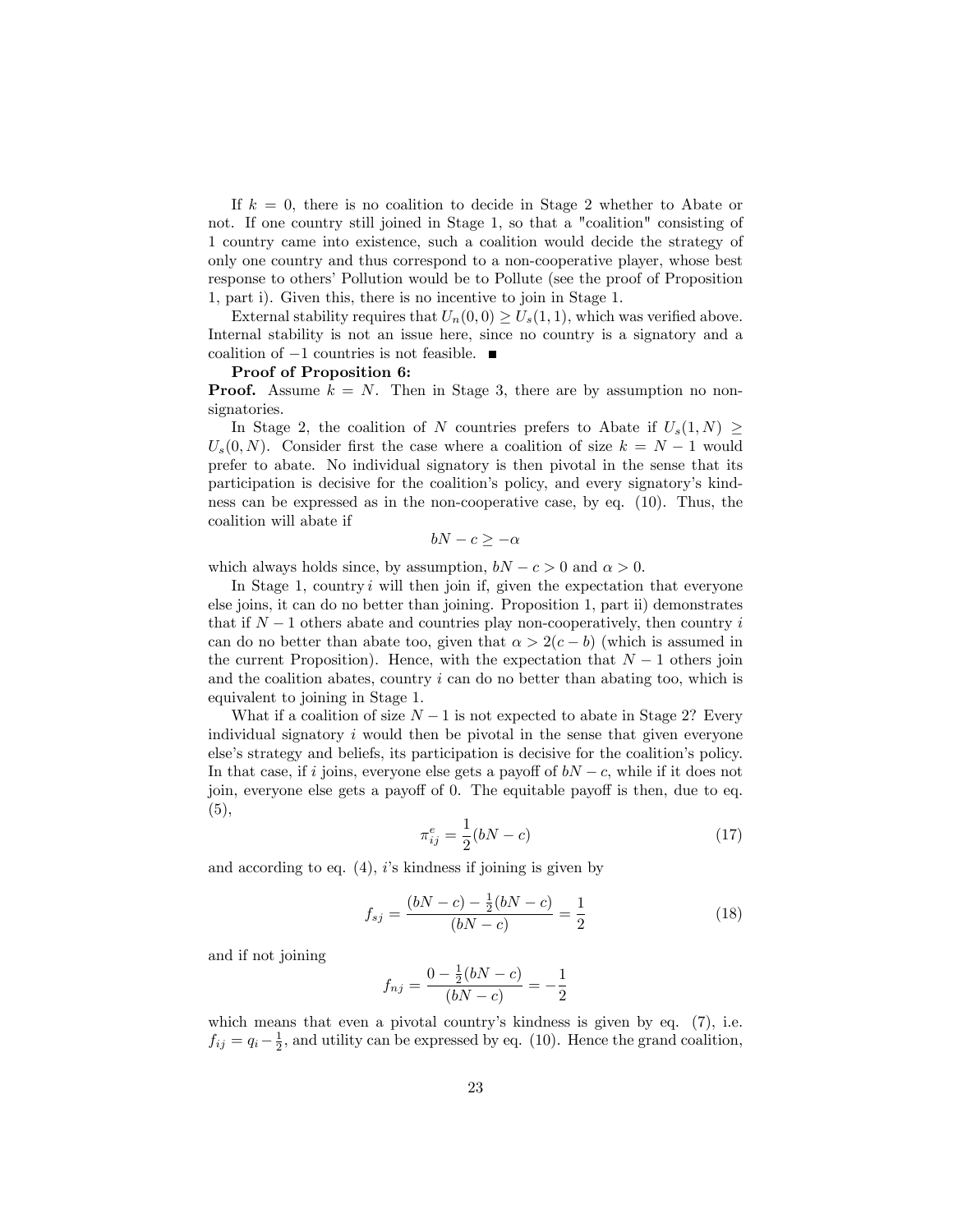If $k = 0$, there is no coalition to decide in Stage 2 whether to Abate or not. If one country still joined in Stage 1, so that a "coalition" consisting of 1 country came into existence, such a coalition would decide the strategy of only one country and thus correspond to a non-cooperative player, whose best response to others' Pollution would be to Pollute (see the proof of Proposition 1, part i). Given this, there is no incentive to join in Stage 1.

External stability requires that $U_n(0,0) \geq U_s(1,1)$, which was verified above. Internal stability is not an issue here, since no country is a signatory and a coalition of $-1$ countries is not feasible. ■

**Proof of Proposition 6:**

**Proof.** Assume $k = N$. Then in Stage 3, there are by assumption no non-signatories.

In Stage 2, the coalition of $N$ countries prefers to Abate if $U_s(1,N) \geq U_s(0,N)$. Consider first the case where a coalition of size $k = N-1$ would prefer to abate. No individual signatory is then pivotal in the sense that its participation is decisive for the coalition's policy, and every signatory's kindness can be expressed as in the non-cooperative case, by eq. (10). Thus, the coalition will abate if

$$bN - c \geq -\alpha$$

which always holds since, by assumption, $bN - c > 0$ and $\alpha > 0$.

In Stage 1, country $i$ will then join if, given the expectation that everyone else joins, it can do no better than joining. Proposition 1, part ii) demonstrates that if $N-1$ others abate and countries play non-cooperatively, then country $i$ can do no better than abate too, given that $\alpha > 2(c-b)$ (which is assumed in the current Proposition). Hence, with the expectation that $N-1$ others join and the coalition abates, country $i$ can do no better than abating too, which is equivalent to joining in Stage 1.

What if a coalition of size $N-1$ is not expected to abate in Stage 2? Every individual signatory $i$ would then be pivotal in the sense that given everyone else's strategy and beliefs, its participation is decisive for the coalition's policy. In that case, if $i$ joins, everyone else gets a payoff of $bN - c$, while if it does not join, everyone else gets a payoff of 0. The equitable payoff is then, due to eq. (5),

$$\pi^e_{ij} = \frac{1}{2}(bN - c) \tag{17}$$

and according to eq. (4), $i$'s kindness if joining is given by

$$f_{sj} = \frac{(bN - c) - \frac{1}{2}(bN - c)}{(bN - c)} = \frac{1}{2} \tag{18}$$

and if not joining

$$f_{nj} = \frac{0 - \frac{1}{2}(bN - c)}{(bN - c)} = -\frac{1}{2}$$

which means that even a pivotal country's kindness is given by eq. (7), i.e. $f_{ij} = q_i - \frac{1}{2}$, and utility can be expressed by eq. (10). Hence the grand coalition,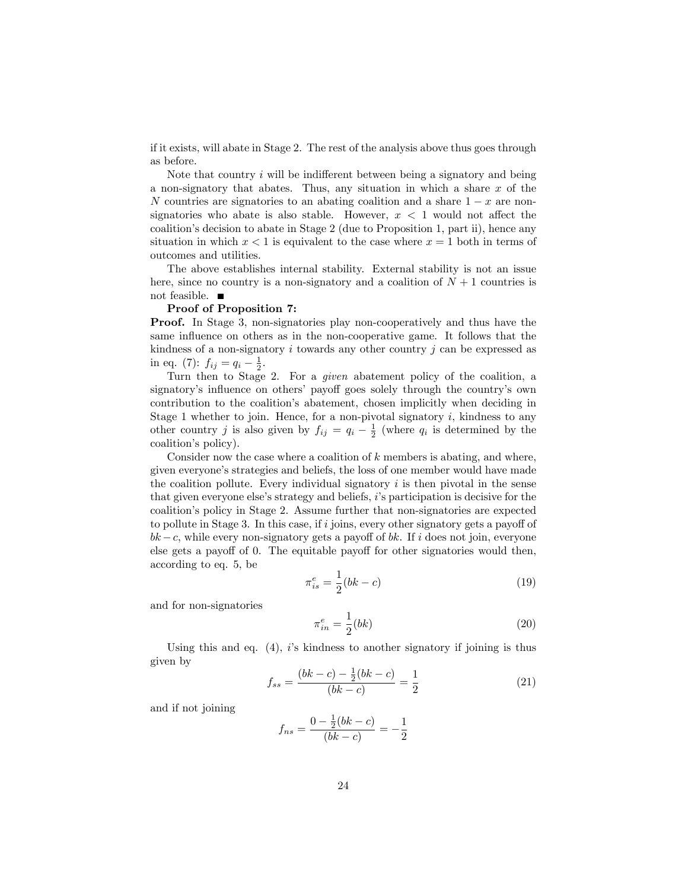if it exists, will abate in Stage 2. The rest of the analysis above thus goes through as before.

Note that country $i$ will be indifferent between being a signatory and being a non-signatory that abates. Thus, any situation in which a share $x$ of the $N$ countries are signatories to an abating coalition and a share $1-x$ are non-signatories who abate is also stable. However, $x < 1$ would not affect the coalition's decision to abate in Stage 2 (due to Proposition 1, part ii), hence any situation in which $x < 1$ is equivalent to the case where $x = 1$ both in terms of outcomes and utilities.

The above establishes internal stability. External stability is not an issue here, since no country is a non-signatory and a coalition of $N+1$ countries is not feasible. ■

**Proof of Proposition 7:**

**Proof.** In Stage 3, non-signatories play non-cooperatively and thus have the same influence on others as in the non-cooperative game. It follows that the kindness of a non-signatory $i$ towards any other country $j$ can be expressed as in eq. (7): $f_{ij} = q_i - \frac{1}{2}$.

Turn then to Stage 2. For a *given* abatement policy of the coalition, a signatory's influence on others' payoff goes solely through the country's own contribution to the coalition's abatement, chosen implicitly when deciding in Stage 1 whether to join. Hence, for a non-pivotal signatory $i$, kindness to any other country $j$ is also given by $f_{ij} = q_i - \frac{1}{2}$ (where $q_i$ is determined by the coalition's policy).

Consider now the case where a coalition of $k$ members is abating, and where, given everyone's strategies and beliefs, the loss of one member would have made the coalition pollute. Every individual signatory $i$ is then pivotal in the sense that given everyone else's strategy and beliefs, $i$'s participation is decisive for the coalition's policy in Stage 2. Assume further that non-signatories are expected to pollute in Stage 3. In this case, if $i$ joins, every other signatory gets a payoff of $bk - c$, while every non-signatory gets a payoff of $bk$. If $i$ does not join, everyone else gets a payoff of 0. The equitable payoff for other signatories would then, according to eq. 5, be

$$\pi_{is}^{e} = \frac{1}{2}(bk - c) \tag{19}$$

and for non-signatories

$$\pi_{in}^{e} = \frac{1}{2}(bk) \tag{20}$$

Using this and eq. (4), $i$'s kindness to another signatory if joining is thus given by

$$f_{ss} = \frac{(bk-c) - \frac{1}{2}(bk-c)}{(bk-c)} = \frac{1}{2} \tag{21}$$

and if not joining

$$f_{ns} = \frac{0 - \frac{1}{2}(bk-c)}{(bk-c)} = -\frac{1}{2}$$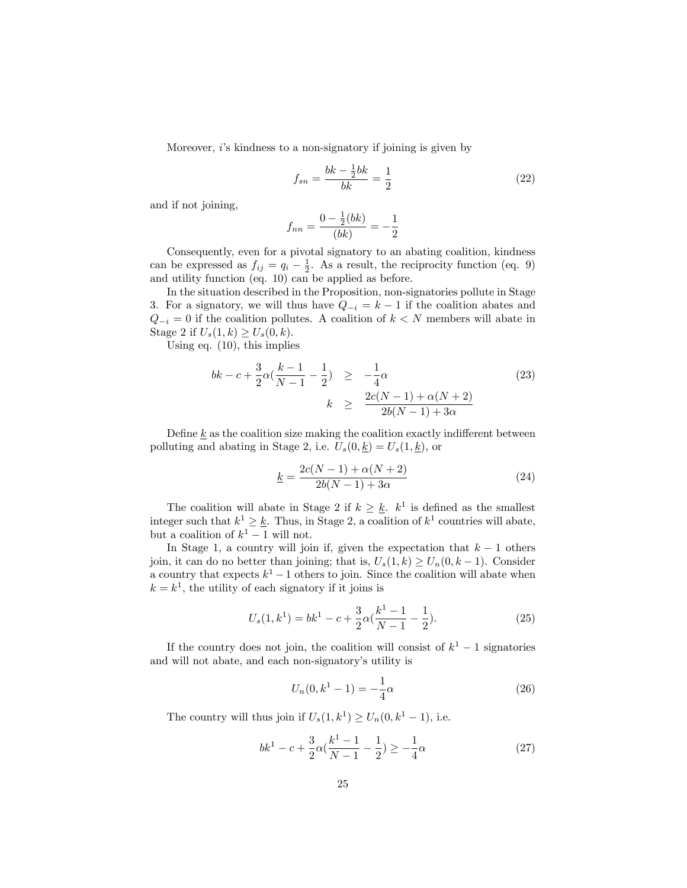Moreover, $i$'s kindness to a non-signatory if joining is given by

$$f_{sn} = \frac{bk - \frac{1}{2}bk}{bk} = \frac{1}{2} \tag{22}$$

and if not joining,

$$f_{nn} = \frac{0 - \frac{1}{2}(bk)}{(bk)} = -\frac{1}{2}$$

Consequently, even for a pivotal signatory to an abating coalition, kindness can be expressed as $f_{ij} = q_i - \frac{1}{2}$. As a result, the reciprocity function (eq. 9) and utility function (eq. 10) can be applied as before.

In the situation described in the Proposition, non-signatories pollute in Stage 3. For a signatory, we will thus have $Q_{-i} = k - 1$ if the coalition abates and $Q_{-i} = 0$ if the coalition pollutes. A coalition of $k < N$ members will abate in Stage 2 if $U_s(1, k) \geq U_s(0, k)$.

Using eq. (10), this implies

$$\begin{aligned} bk - c + \frac{3}{2}\alpha\left(\frac{k-1}{N-1} - \frac{1}{2}\right) &\geq -\frac{1}{4}\alpha \\ k &\geq \frac{2c(N-1) + \alpha(N+2)}{2b(N-1) + 3\alpha} \end{aligned} \tag{23}$$

Define $\underline{k}$ as the coalition size making the coalition exactly indifferent between polluting and abating in Stage 2, i.e. $U_s(0, \underline{k}) = U_s(1, \underline{k})$, or

$$\underline{k} = \frac{2c(N-1) + \alpha(N+2)}{2b(N-1) + 3\alpha} \tag{24}$$

The coalition will abate in Stage 2 if $k \geq \underline{k}$. $k^1$ is defined as the smallest integer such that $k^1 \geq \underline{k}$. Thus, in Stage 2, a coalition of $k^1$ countries will abate, but a coalition of $k^1 - 1$ will not.

In Stage 1, a country will join if, given the expectation that $k - 1$ others join, it can do no better than joining; that is, $U_s(1, k) \geq U_n(0, k - 1)$. Consider a country that expects $k^1 - 1$ others to join. Since the coalition will abate when $k = k^1$, the utility of each signatory if it joins is

$$U_s(1, k^1) = bk^1 - c + \frac{3}{2}\alpha\left(\frac{k^1 - 1}{N-1} - \frac{1}{2}\right). \tag{25}$$

If the country does not join, the coalition will consist of $k^1 - 1$ signatories and will not abate, and each non-signatory's utility is

$$U_n(0, k^1 - 1) = -\frac{1}{4}\alpha \tag{26}$$

The country will thus join if $U_s(1, k^1) \geq U_n(0, k^1 - 1)$, i.e.

$$bk^1 - c + \frac{3}{2}\alpha\left(\frac{k^1 - 1}{N-1} - \frac{1}{2}\right) \geq -\frac{1}{4}\alpha \tag{27}$$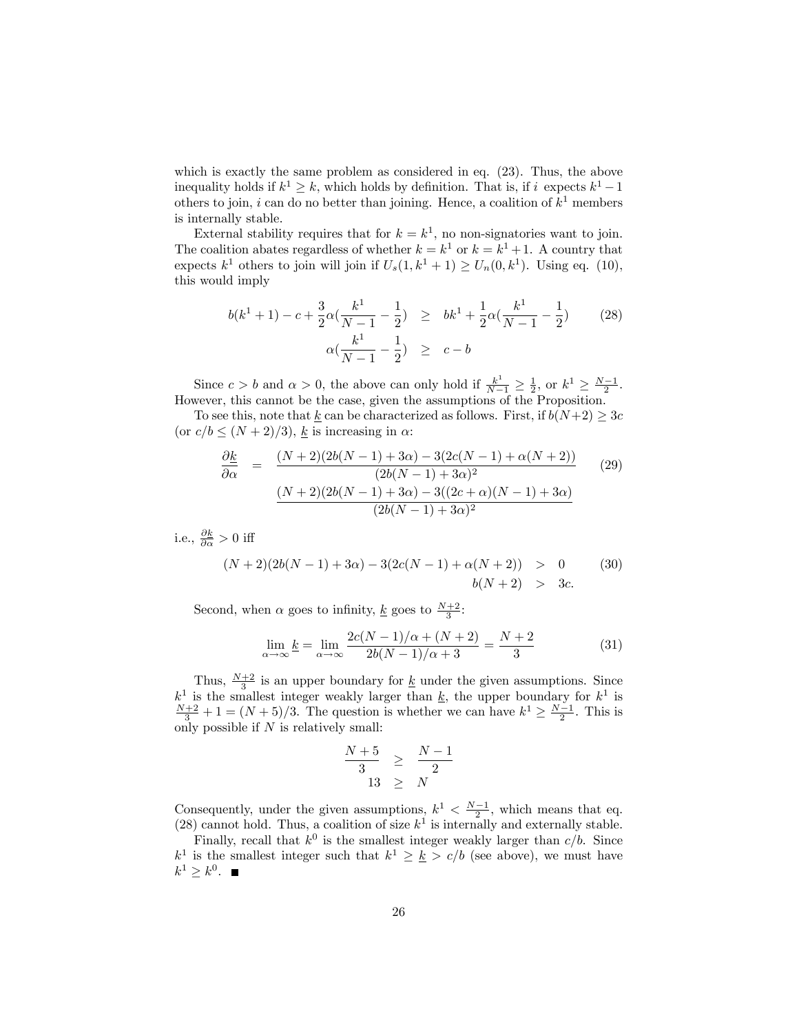which is exactly the same problem as considered in eq. (23). Thus, the above inequality holds if $k^1 \geq k$, which holds by definition. That is, if $i$ expects $k^1 - 1$ others to join, $i$ can do no better than joining. Hence, a coalition of $k^1$ members is internally stable.

External stability requires that for $k = k^1$, no non-signatories want to join. The coalition abates regardless of whether $k = k^1$ or $k = k^1 + 1$. A country that expects $k^1$ others to join will join if $U_s(1, k^1 + 1) \geq U_n(0, k^1)$. Using eq. (10), this would imply

$$
\begin{aligned}
b(k^1 + 1) - c + \frac{3}{2}\alpha(\frac{k^1}{N-1} - \frac{1}{2}) &\geq bk^1 + \frac{1}{2}\alpha(\frac{k^1}{N-1} - \frac{1}{2}) \\
\alpha(\frac{k^1}{N-1} - \frac{1}{2}) &\geq c - b
\end{aligned}
\tag{28}
$$

Since $c > b$ and $\alpha > 0$, the above can only hold if $\frac{k^1}{N-1} \geq \frac{1}{2}$, or $k^1 \geq \frac{N-1}{2}$. However, this cannot be the case, given the assumptions of the Proposition.

To see this, note that $\underline{k}$ can be characterized as follows. First, if $b(N+2) \geq 3c$ (or $c/b \leq (N+2)/3$), $\underline{k}$ is increasing in $\alpha$:

$$
\begin{aligned}
\frac{\partial \underline{k}}{\partial \alpha} &= \frac{(N+2)(2b(N-1) + 3\alpha) - 3(2c(N-1) + \alpha(N+2))}{(2b(N-1) + 3\alpha)^2} \\
&\quad \frac{(N+2)(2b(N-1) + 3\alpha) - 3((2c + \alpha)(N-1) + 3\alpha)}{(2b(N-1) + 3\alpha)^2}
\end{aligned}
\tag{29}
$$

i.e., $\frac{\partial \underline{k}}{\partial \alpha} > 0$ iff

$$
\begin{aligned}
(N+2)(2b(N-1) + 3\alpha) - 3(2c(N-1) + \alpha(N+2)) &> 0 \\
b(N+2) &> 3c.
\end{aligned}
\tag{30}
$$

Second, when $\alpha$ goes to infinity, $\underline{k}$ goes to $\frac{N+2}{3}$:

$$
\lim_{\alpha \to \infty} \underline{k} = \lim_{\alpha \to \infty} \frac{2c(N-1)/\alpha + (N+2)}{2b(N-1)/\alpha + 3} = \frac{N+2}{3}
\tag{31}
$$

Thus, $\frac{N+2}{3}$ is an upper boundary for $\underline{k}$ under the given assumptions. Since $k^1$ is the smallest integer weakly larger than $\underline{k}$, the upper boundary for $k^1$ is $\frac{N+2}{3} + 1 = (N+5)/3$. The question is whether we can have $k^1 \geq \frac{N-1}{2}$. This is only possible if $N$ is relatively small:

$$
\begin{aligned}
\frac{N+5}{3} &\geq \frac{N-1}{2} \\
13 &\geq N
\end{aligned}
$$

Consequently, under the given assumptions, $k^1 < \frac{N-1}{2}$, which means that eq. (28) cannot hold. Thus, a coalition of size $k^1$ is internally and externally stable.

Finally, recall that $k^0$ is the smallest integer weakly larger than $c/b$. Since $k^1$ is the smallest integer such that $k^1 \geq \underline{k} > c/b$ (see above), we must have $k^1 \geq k^0$. ■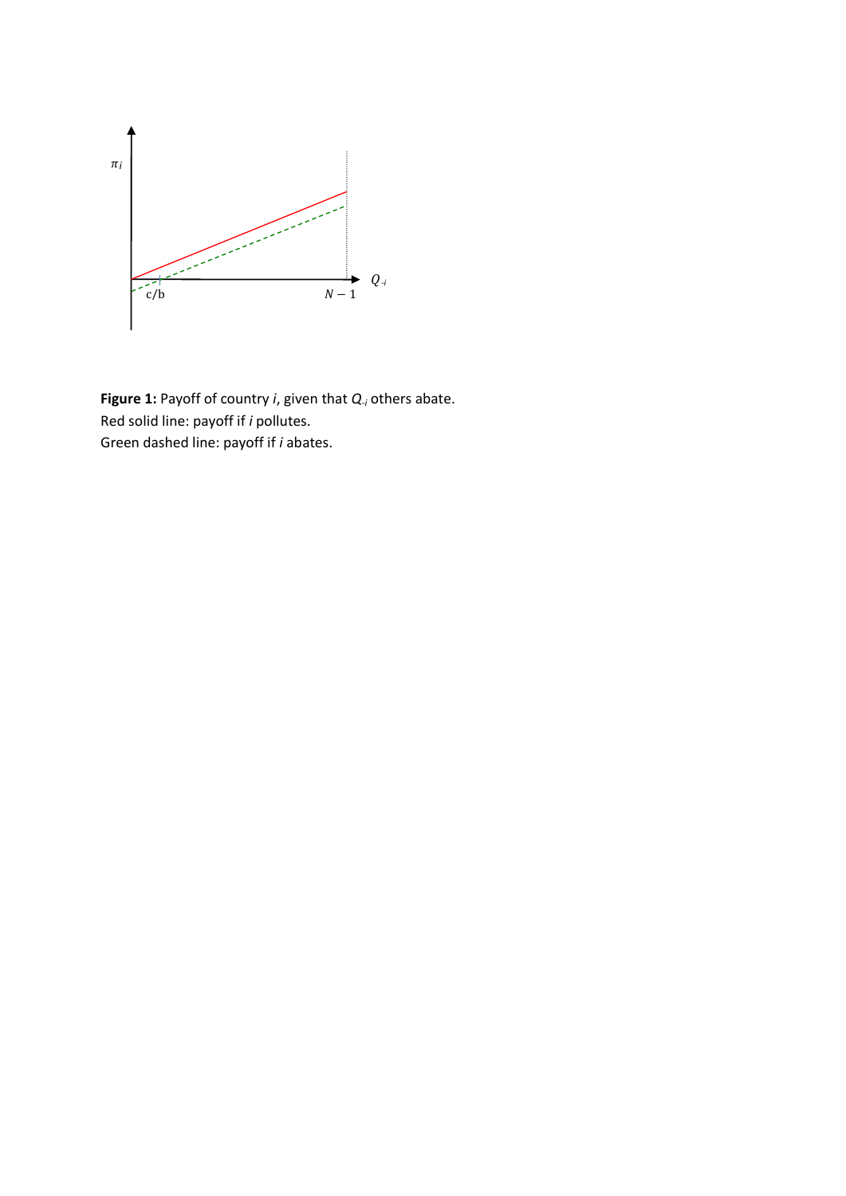$\pi_i$

$Q_{-i}$

c/b

$N-1$

**Figure 1:** Payoff of country *i*, given that $Q_{-i}$ others abate.
Red solid line: payoff if *i* pollutes.
Green dashed line: payoff if *i* abates.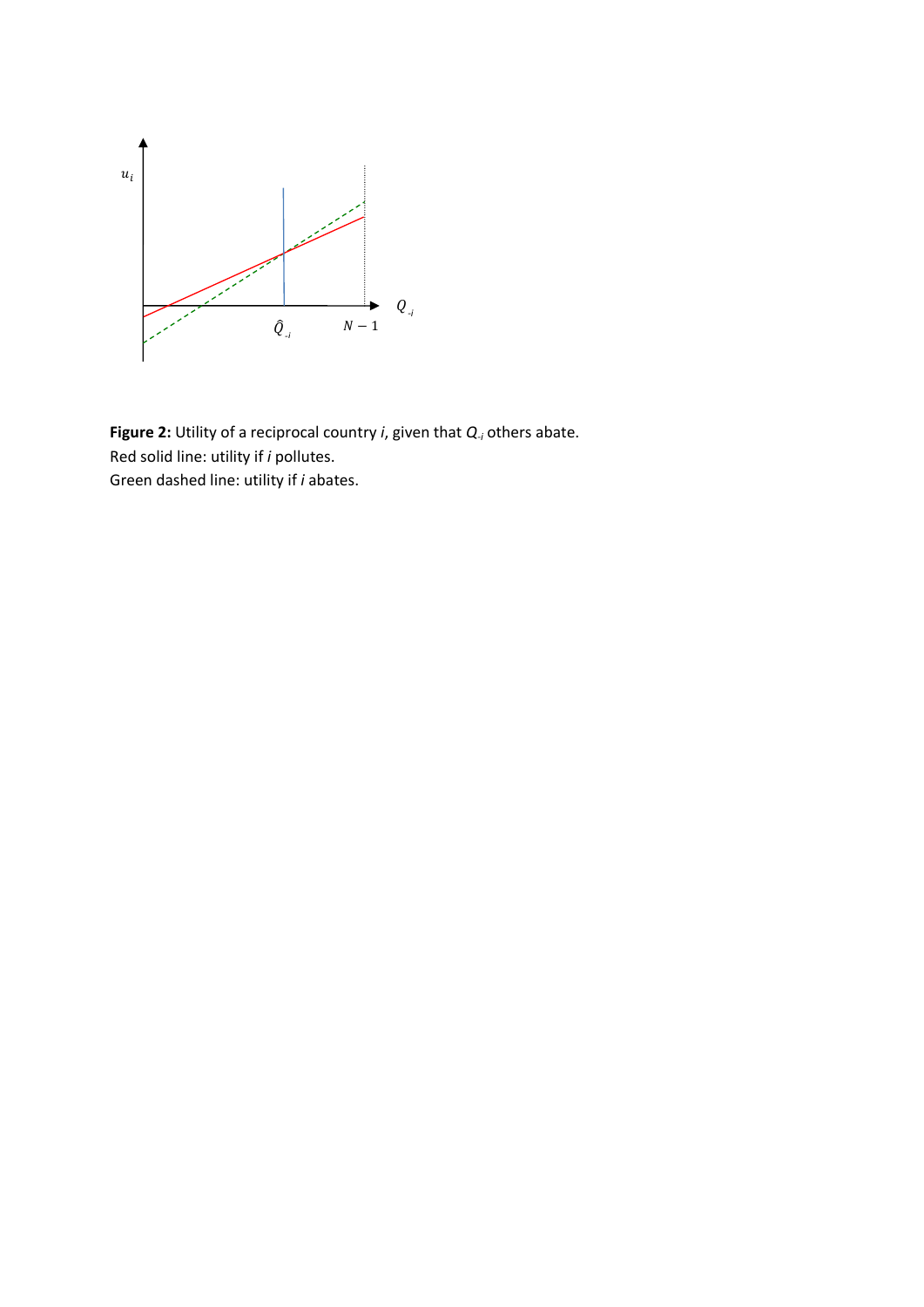$u_i$

$Q_{-i}$

$\hat{Q}_{-i}$

$N-1$

**Figure 2:** Utility of a reciprocal country *i*, given that $Q_{-i}$ others abate.
Red solid line: utility if *i* pollutes.
Green dashed line: utility if *i* abates.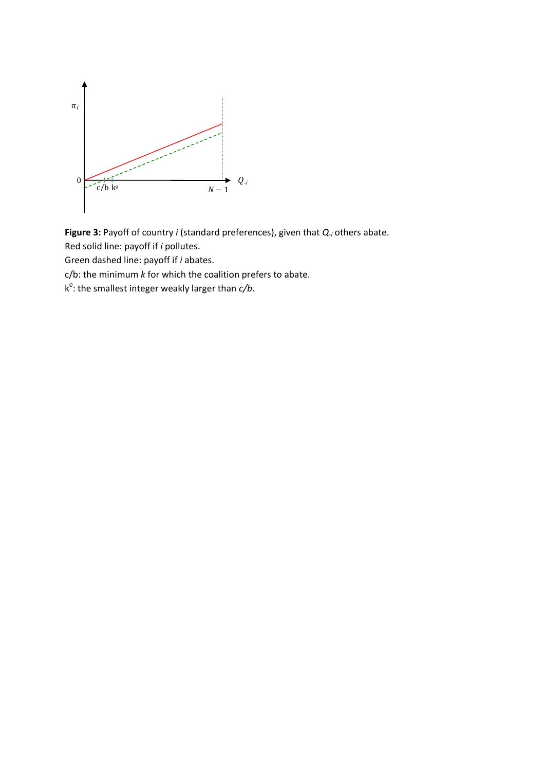$\pi_i$

0

c/b k⁰

$N-1$

$Q_{-i}$

**Figure 3:** Payoff of country *i* (standard preferences), given that $Q_{-i}$ others abate.
Red solid line: payoff if *i* pollutes.
Green dashed line: payoff if *i* abates.
c/b: the minimum *k* for which the coalition prefers to abate.
$k^0$: the smallest integer weakly larger than *c/b*.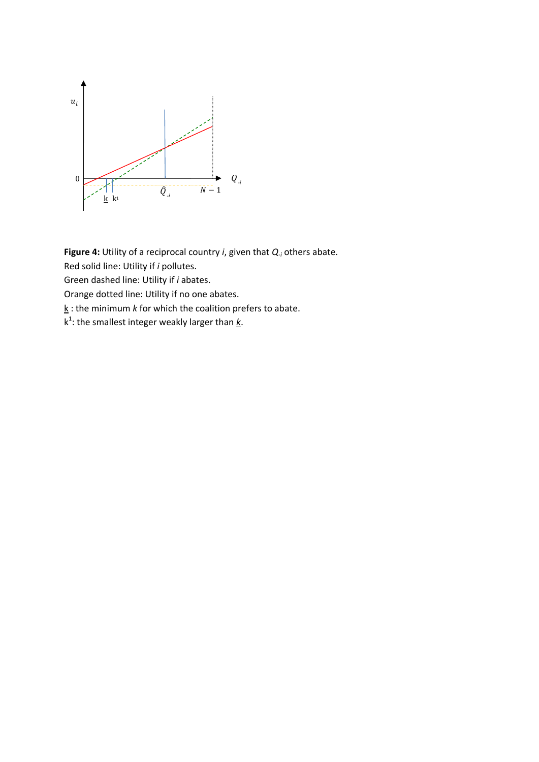$u_i$

0

$Q_{-i}$

k̲ k[1]

$\hat{Q}_{-i}$

$N-1$

**Figure 4:** Utility of a reciprocal country *i*, given that $Q_{-i}$ others abate.
Red solid line: Utility if *i* pollutes.
Green dashed line: Utility if *i* abates.
Orange dotted line: Utility if no one abates.
k̲ : the minimum *k* for which the coalition prefers to abate.
$k^1$: the smallest integer weakly larger than *k̲*.